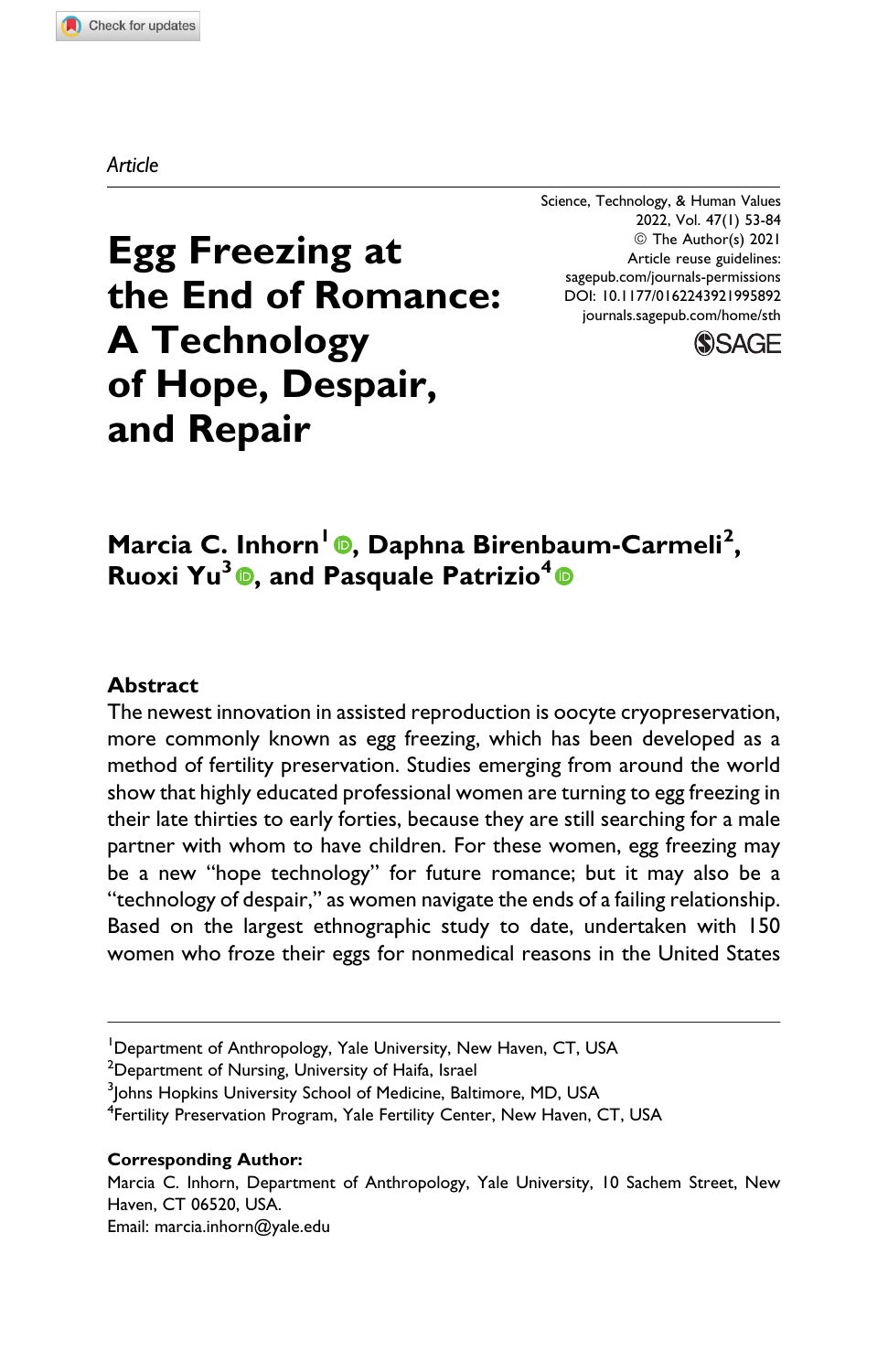Article

# Egg Freezing at the End of Romance: A Technology of Hope, Despair, and Repair

Science, Technology, & Human Values
2022, Vol. 47(1) 53-84
© The Author(s) 2021
Article reuse guidelines:
sagepub.com/journals-permissions
DOI: 10.1177/0162243921995892
journals.sagepub.com/home/sth

**Marcia C. Inhorn[1], Daphna Birenbaum-Carmeli[2], Ruoxi Yu[3], and Pasquale Patrizio[4]**

## Abstract

The newest innovation in assisted reproduction is oocyte cryopreservation, more commonly known as egg freezing, which has been developed as a method of fertility preservation. Studies emerging from around the world show that highly educated professional women are turning to egg freezing in their late thirties to early forties, because they are still searching for a male partner with whom to have children. For these women, egg freezing may be a new "hope technology" for future romance; but it may also be a "technology of despair," as women navigate the ends of a failing relationship. Based on the largest ethnographic study to date, undertaken with 150 women who froze their eggs for nonmedical reasons in the United States

[1]Department of Anthropology, Yale University, New Haven, CT, USA
[2]Department of Nursing, University of Haifa, Israel
[3]Johns Hopkins University School of Medicine, Baltimore, MD, USA
[4]Fertility Preservation Program, Yale Fertility Center, New Haven, CT, USA

**Corresponding Author:**
Marcia C. Inhorn, Department of Anthropology, Yale University, 10 Sachem Street, New Haven, CT 06520, USA.
Email: marcia.inhorn@yale.edu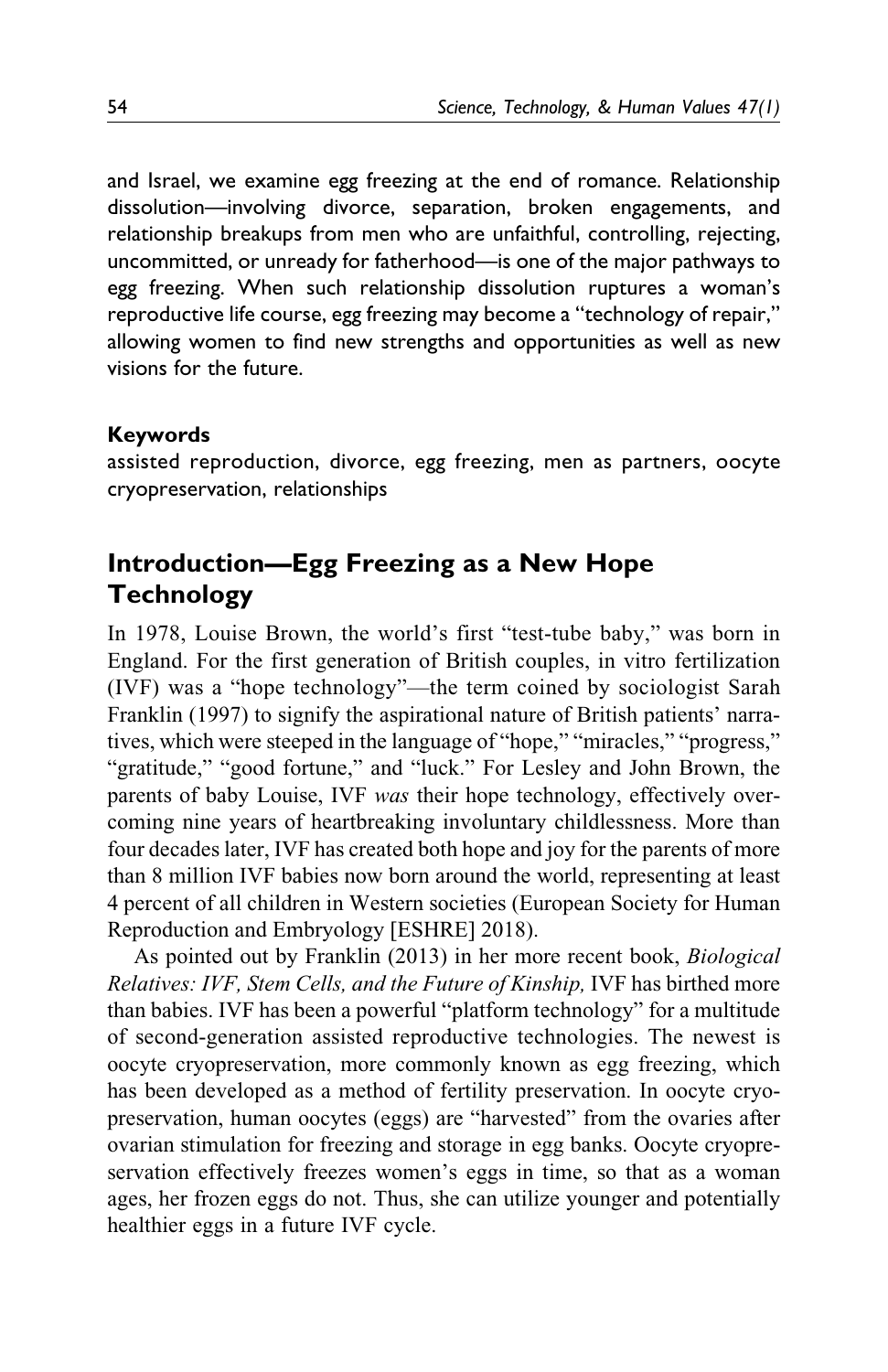and Israel, we examine egg freezing at the end of romance. Relationship dissolution—involving divorce, separation, broken engagements, and relationship breakups from men who are unfaithful, controlling, rejecting, uncommitted, or unready for fatherhood—is one of the major pathways to egg freezing. When such relationship dissolution ruptures a woman's reproductive life course, egg freezing may become a "technology of repair," allowing women to find new strengths and opportunities as well as new visions for the future.

#### Keywords

assisted reproduction, divorce, egg freezing, men as partners, oocyte cryopreservation, relationships

## Introduction—Egg Freezing as a New Hope Technology

In 1978, Louise Brown, the world's first "test-tube baby," was born in England. For the first generation of British couples, in vitro fertilization (IVF) was a "hope technology"—the term coined by sociologist Sarah Franklin (1997) to signify the aspirational nature of British patients' narratives, which were steeped in the language of "hope," "miracles," "progress," "gratitude," "good fortune," and "luck." For Lesley and John Brown, the parents of baby Louise, IVF *was* their hope technology, effectively overcoming nine years of heartbreaking involuntary childlessness. More than four decades later, IVF has created both hope and joy for the parents of more than 8 million IVF babies now born around the world, representing at least 4 percent of all children in Western societies (European Society for Human Reproduction and Embryology [ESHRE] 2018).

As pointed out by Franklin (2013) in her more recent book, *Biological Relatives: IVF, Stem Cells, and the Future of Kinship,* IVF has birthed more than babies. IVF has been a powerful "platform technology" for a multitude of second-generation assisted reproductive technologies. The newest is oocyte cryopreservation, more commonly known as egg freezing, which has been developed as a method of fertility preservation. In oocyte cryopreservation, human oocytes (eggs) are "harvested" from the ovaries after ovarian stimulation for freezing and storage in egg banks. Oocyte cryopreservation effectively freezes women's eggs in time, so that as a woman ages, her frozen eggs do not. Thus, she can utilize younger and potentially healthier eggs in a future IVF cycle.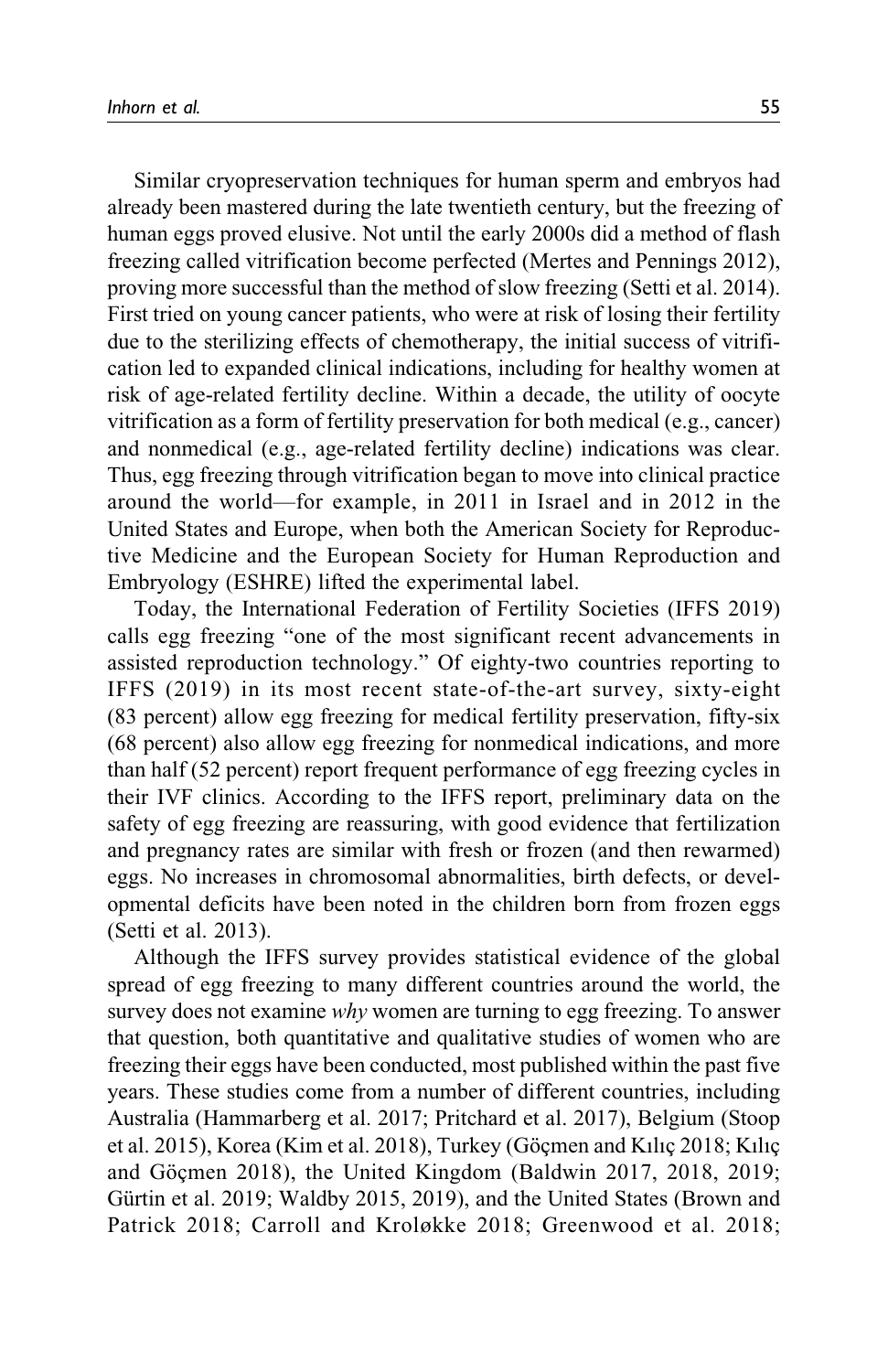Similar cryopreservation techniques for human sperm and embryos had already been mastered during the late twentieth century, but the freezing of human eggs proved elusive. Not until the early 2000s did a method of flash freezing called vitrification become perfected (Mertes and Pennings 2012), proving more successful than the method of slow freezing (Setti et al. 2014). First tried on young cancer patients, who were at risk of losing their fertility due to the sterilizing effects of chemotherapy, the initial success of vitrification led to expanded clinical indications, including for healthy women at risk of age-related fertility decline. Within a decade, the utility of oocyte vitrification as a form of fertility preservation for both medical (e.g., cancer) and nonmedical (e.g., age-related fertility decline) indications was clear. Thus, egg freezing through vitrification began to move into clinical practice around the world—for example, in 2011 in Israel and in 2012 in the United States and Europe, when both the American Society for Reproductive Medicine and the European Society for Human Reproduction and Embryology (ESHRE) lifted the experimental label.

Today, the International Federation of Fertility Societies (IFFS 2019) calls egg freezing "one of the most significant recent advancements in assisted reproduction technology." Of eighty-two countries reporting to IFFS (2019) in its most recent state-of-the-art survey, sixty-eight (83 percent) allow egg freezing for medical fertility preservation, fifty-six (68 percent) also allow egg freezing for nonmedical indications, and more than half (52 percent) report frequent performance of egg freezing cycles in their IVF clinics. According to the IFFS report, preliminary data on the safety of egg freezing are reassuring, with good evidence that fertilization and pregnancy rates are similar with fresh or frozen (and then rewarmed) eggs. No increases in chromosomal abnormalities, birth defects, or developmental deficits have been noted in the children born from frozen eggs (Setti et al. 2013).

Although the IFFS survey provides statistical evidence of the global spread of egg freezing to many different countries around the world, the survey does not examine *why* women are turning to egg freezing. To answer that question, both quantitative and qualitative studies of women who are freezing their eggs have been conducted, most published within the past five years. These studies come from a number of different countries, including Australia (Hammarberg et al. 2017; Pritchard et al. 2017), Belgium (Stoop et al. 2015), Korea (Kim et al. 2018), Turkey (Göçmen and Kılıç 2018; Kılıç and Göçmen 2018), the United Kingdom (Baldwin 2017, 2018, 2019; Gürtin et al. 2019; Waldby 2015, 2019), and the United States (Brown and Patrick 2018; Carroll and Kroløkke 2018; Greenwood et al. 2018;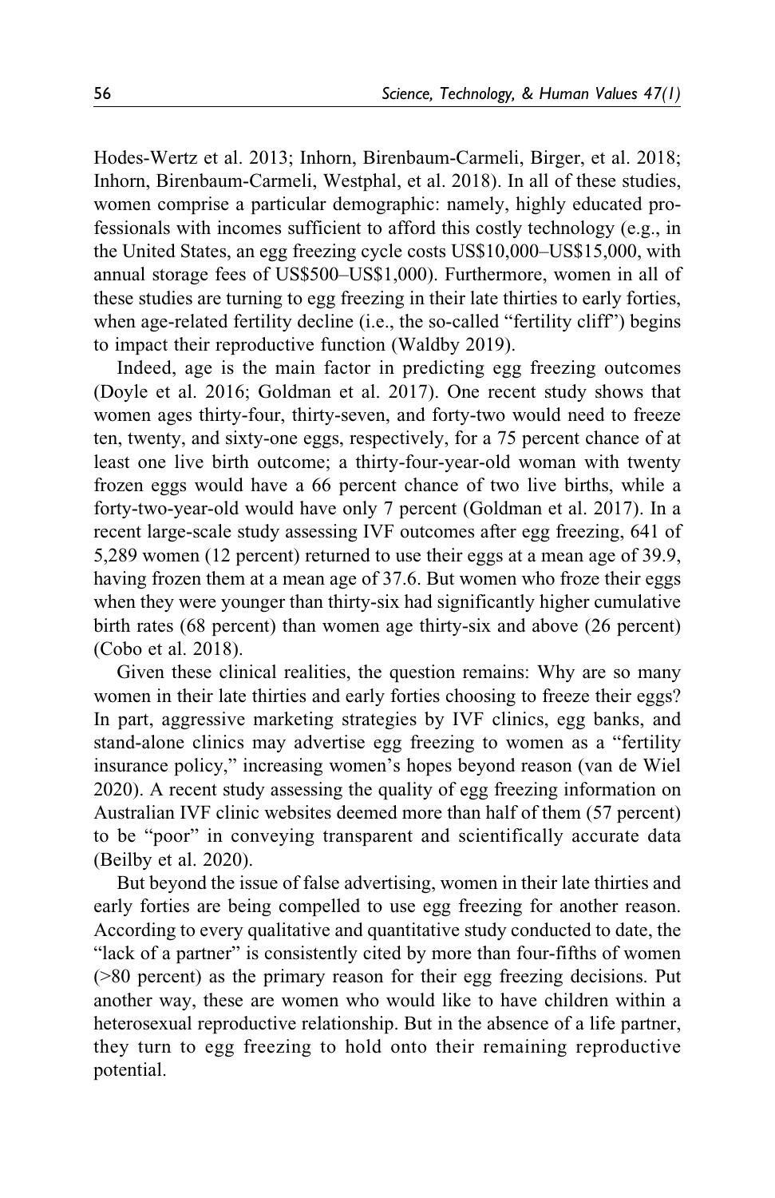Hodes-Wertz et al. 2013; Inhorn, Birenbaum-Carmeli, Birger, et al. 2018; Inhorn, Birenbaum-Carmeli, Westphal, et al. 2018). In all of these studies, women comprise a particular demographic: namely, highly educated professionals with incomes sufficient to afford this costly technology (e.g., in the United States, an egg freezing cycle costs US$10,000–US$15,000, with annual storage fees of US$500–US$1,000). Furthermore, women in all of these studies are turning to egg freezing in their late thirties to early forties, when age-related fertility decline (i.e., the so-called "fertility cliff") begins to impact their reproductive function (Waldby 2019).

Indeed, age is the main factor in predicting egg freezing outcomes (Doyle et al. 2016; Goldman et al. 2017). One recent study shows that women ages thirty-four, thirty-seven, and forty-two would need to freeze ten, twenty, and sixty-one eggs, respectively, for a 75 percent chance of at least one live birth outcome; a thirty-four-year-old woman with twenty frozen eggs would have a 66 percent chance of two live births, while a forty-two-year-old would have only 7 percent (Goldman et al. 2017). In a recent large-scale study assessing IVF outcomes after egg freezing, 641 of 5,289 women (12 percent) returned to use their eggs at a mean age of 39.9, having frozen them at a mean age of 37.6. But women who froze their eggs when they were younger than thirty-six had significantly higher cumulative birth rates (68 percent) than women age thirty-six and above (26 percent) (Cobo et al. 2018).

Given these clinical realities, the question remains: Why are so many women in their late thirties and early forties choosing to freeze their eggs? In part, aggressive marketing strategies by IVF clinics, egg banks, and stand-alone clinics may advertise egg freezing to women as a "fertility insurance policy," increasing women's hopes beyond reason (van de Wiel 2020). A recent study assessing the quality of egg freezing information on Australian IVF clinic websites deemed more than half of them (57 percent) to be "poor" in conveying transparent and scientifically accurate data (Beilby et al. 2020).

But beyond the issue of false advertising, women in their late thirties and early forties are being compelled to use egg freezing for another reason. According to every qualitative and quantitative study conducted to date, the "lack of a partner" is consistently cited by more than four-fifths of women (>80 percent) as the primary reason for their egg freezing decisions. Put another way, these are women who would like to have children within a heterosexual reproductive relationship. But in the absence of a life partner, they turn to egg freezing to hold onto their remaining reproductive potential.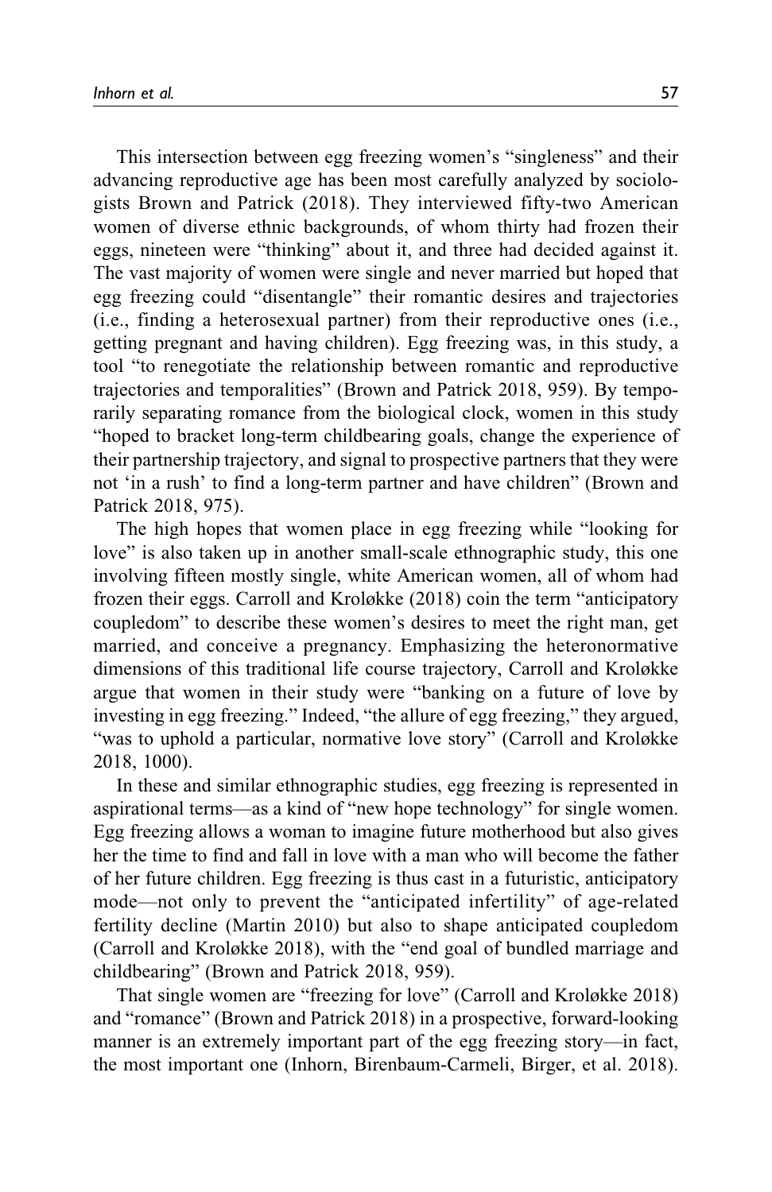This intersection between egg freezing women's "singleness" and their advancing reproductive age has been most carefully analyzed by sociologists Brown and Patrick (2018). They interviewed fifty-two American women of diverse ethnic backgrounds, of whom thirty had frozen their eggs, nineteen were "thinking" about it, and three had decided against it. The vast majority of women were single and never married but hoped that egg freezing could "disentangle" their romantic desires and trajectories (i.e., finding a heterosexual partner) from their reproductive ones (i.e., getting pregnant and having children). Egg freezing was, in this study, a tool "to renegotiate the relationship between romantic and reproductive trajectories and temporalities" (Brown and Patrick 2018, 959). By temporarily separating romance from the biological clock, women in this study "hoped to bracket long-term childbearing goals, change the experience of their partnership trajectory, and signal to prospective partners that they were not 'in a rush' to find a long-term partner and have children" (Brown and Patrick 2018, 975).

The high hopes that women place in egg freezing while "looking for love" is also taken up in another small-scale ethnographic study, this one involving fifteen mostly single, white American women, all of whom had frozen their eggs. Carroll and Kroløkke (2018) coin the term "anticipatory coupledom" to describe these women's desires to meet the right man, get married, and conceive a pregnancy. Emphasizing the heteronormative dimensions of this traditional life course trajectory, Carroll and Kroløkke argue that women in their study were "banking on a future of love by investing in egg freezing." Indeed, "the allure of egg freezing," they argued, "was to uphold a particular, normative love story" (Carroll and Kroløkke 2018, 1000).

In these and similar ethnographic studies, egg freezing is represented in aspirational terms—as a kind of "new hope technology" for single women. Egg freezing allows a woman to imagine future motherhood but also gives her the time to find and fall in love with a man who will become the father of her future children. Egg freezing is thus cast in a futuristic, anticipatory mode—not only to prevent the "anticipated infertility" of age-related fertility decline (Martin 2010) but also to shape anticipated coupledom (Carroll and Kroløkke 2018), with the "end goal of bundled marriage and childbearing" (Brown and Patrick 2018, 959).

That single women are "freezing for love" (Carroll and Kroløkke 2018) and "romance" (Brown and Patrick 2018) in a prospective, forward-looking manner is an extremely important part of the egg freezing story—in fact, the most important one (Inhorn, Birenbaum-Carmeli, Birger, et al. 2018).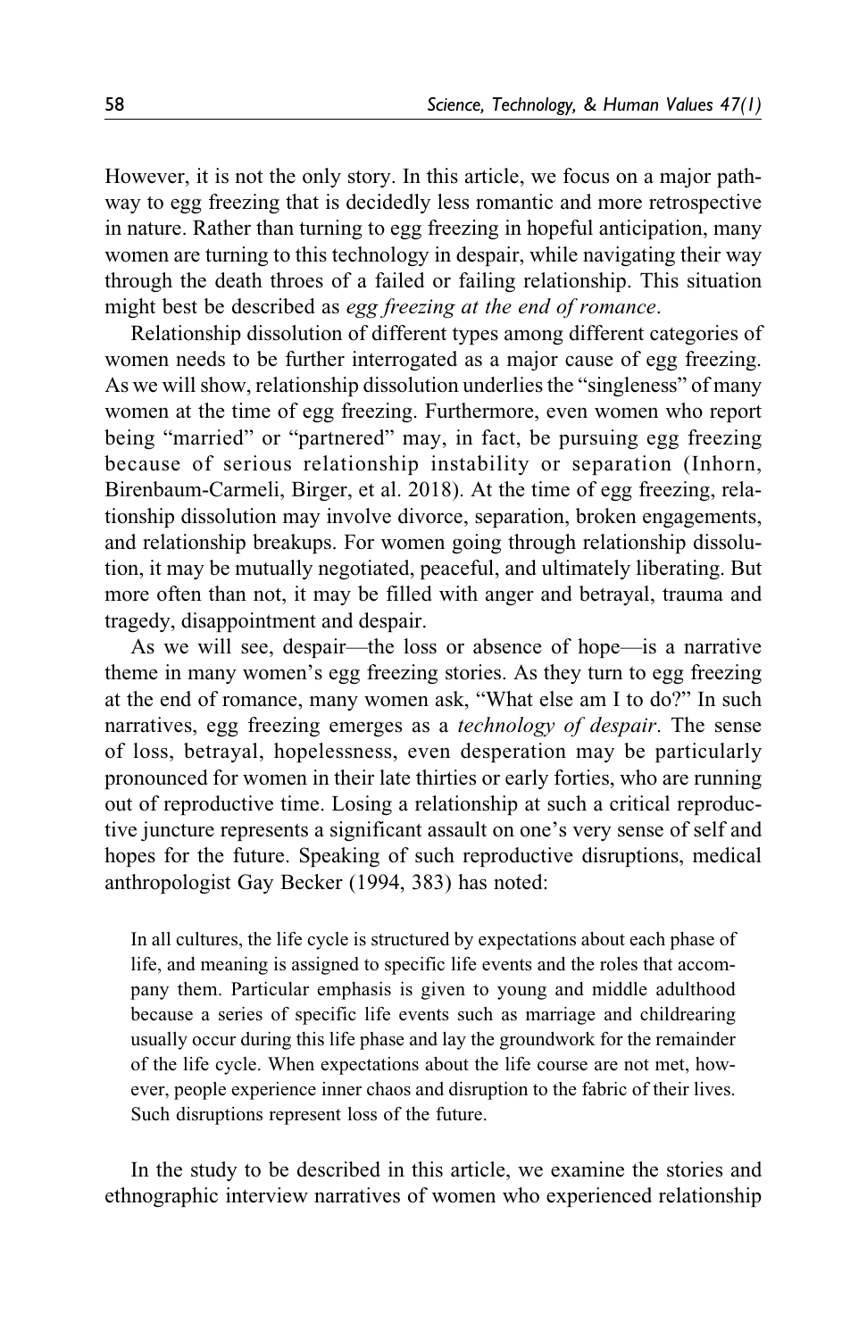However, it is not the only story. In this article, we focus on a major pathway to egg freezing that is decidedly less romantic and more retrospective in nature. Rather than turning to egg freezing in hopeful anticipation, many women are turning to this technology in despair, while navigating their way through the death throes of a failed or failing relationship. This situation might best be described as *egg freezing at the end of romance*.

Relationship dissolution of different types among different categories of women needs to be further interrogated as a major cause of egg freezing. As we will show, relationship dissolution underlies the "singleness" of many women at the time of egg freezing. Furthermore, even women who report being "married" or "partnered" may, in fact, be pursuing egg freezing because of serious relationship instability or separation (Inhorn, Birenbaum-Carmeli, Birger, et al. 2018). At the time of egg freezing, relationship dissolution may involve divorce, separation, broken engagements, and relationship breakups. For women going through relationship dissolution, it may be mutually negotiated, peaceful, and ultimately liberating. But more often than not, it may be filled with anger and betrayal, trauma and tragedy, disappointment and despair.

As we will see, despair—the loss or absence of hope—is a narrative theme in many women's egg freezing stories. As they turn to egg freezing at the end of romance, many women ask, "What else am I to do?" In such narratives, egg freezing emerges as a *technology of despair*. The sense of loss, betrayal, hopelessness, even desperation may be particularly pronounced for women in their late thirties or early forties, who are running out of reproductive time. Losing a relationship at such a critical reproductive juncture represents a significant assault on one's very sense of self and hopes for the future. Speaking of such reproductive disruptions, medical anthropologist Gay Becker (1994, 383) has noted:

> In all cultures, the life cycle is structured by expectations about each phase of life, and meaning is assigned to specific life events and the roles that accompany them. Particular emphasis is given to young and middle adulthood because a series of specific life events such as marriage and childrearing usually occur during this life phase and lay the groundwork for the remainder of the life cycle. When expectations about the life course are not met, however, people experience inner chaos and disruption to the fabric of their lives. Such disruptions represent loss of the future.

In the study to be described in this article, we examine the stories and ethnographic interview narratives of women who experienced relationship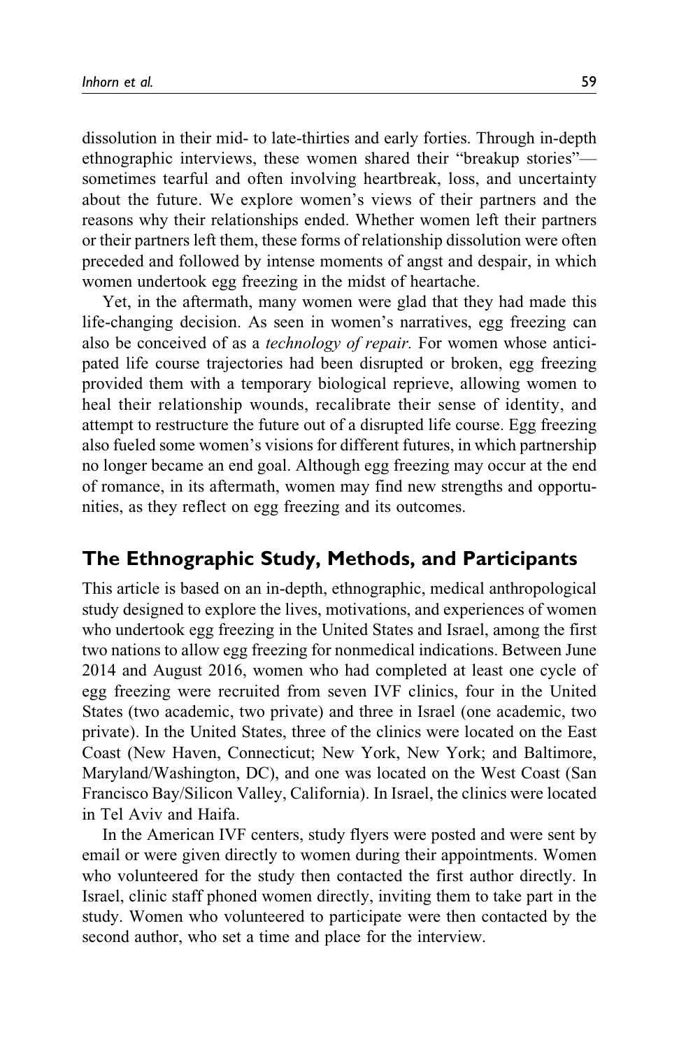dissolution in their mid- to late-thirties and early forties. Through in-depth ethnographic interviews, these women shared their "breakup stories"—sometimes tearful and often involving heartbreak, loss, and uncertainty about the future. We explore women's views of their partners and the reasons why their relationships ended. Whether women left their partners or their partners left them, these forms of relationship dissolution were often preceded and followed by intense moments of angst and despair, in which women undertook egg freezing in the midst of heartache.

Yet, in the aftermath, many women were glad that they had made this life-changing decision. As seen in women's narratives, egg freezing can also be conceived of as a *technology of repair*. For women whose anticipated life course trajectories had been disrupted or broken, egg freezing provided them with a temporary biological reprieve, allowing women to heal their relationship wounds, recalibrate their sense of identity, and attempt to restructure the future out of a disrupted life course. Egg freezing also fueled some women's visions for different futures, in which partnership no longer became an end goal. Although egg freezing may occur at the end of romance, in its aftermath, women may find new strengths and opportunities, as they reflect on egg freezing and its outcomes.

## The Ethnographic Study, Methods, and Participants

This article is based on an in-depth, ethnographic, medical anthropological study designed to explore the lives, motivations, and experiences of women who undertook egg freezing in the United States and Israel, among the first two nations to allow egg freezing for nonmedical indications. Between June 2014 and August 2016, women who had completed at least one cycle of egg freezing were recruited from seven IVF clinics, four in the United States (two academic, two private) and three in Israel (one academic, two private). In the United States, three of the clinics were located on the East Coast (New Haven, Connecticut; New York, New York; and Baltimore, Maryland/Washington, DC), and one was located on the West Coast (San Francisco Bay/Silicon Valley, California). In Israel, the clinics were located in Tel Aviv and Haifa.

In the American IVF centers, study flyers were posted and were sent by email or were given directly to women during their appointments. Women who volunteered for the study then contacted the first author directly. In Israel, clinic staff phoned women directly, inviting them to take part in the study. Women who volunteered to participate were then contacted by the second author, who set a time and place for the interview.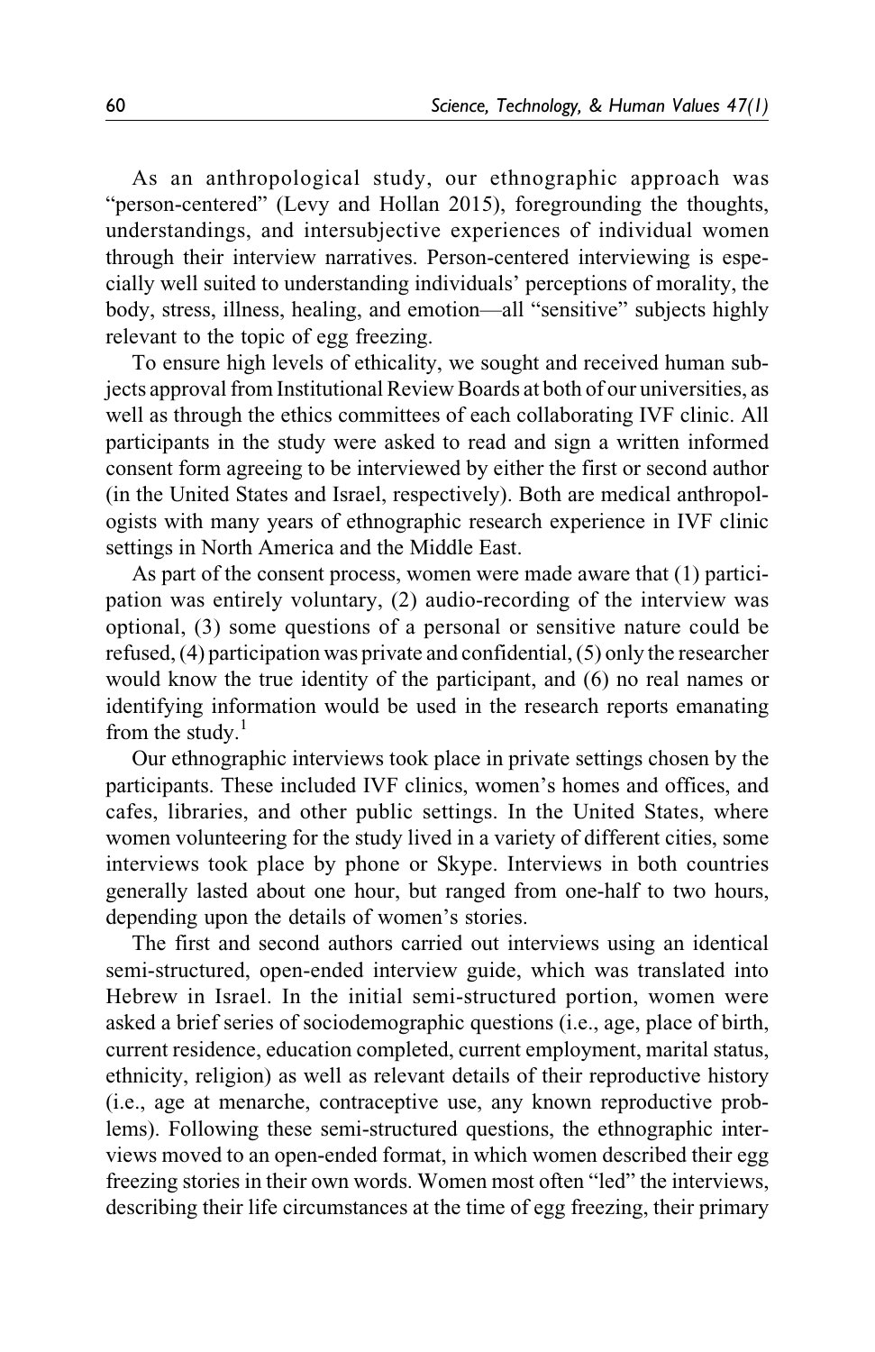As an anthropological study, our ethnographic approach was "person-centered" (Levy and Hollan 2015), foregrounding the thoughts, understandings, and intersubjective experiences of individual women through their interview narratives. Person-centered interviewing is especially well suited to understanding individuals' perceptions of morality, the body, stress, illness, healing, and emotion—all "sensitive" subjects highly relevant to the topic of egg freezing.

To ensure high levels of ethicality, we sought and received human subjects approval from Institutional Review Boards at both of our universities, as well as through the ethics committees of each collaborating IVF clinic. All participants in the study were asked to read and sign a written informed consent form agreeing to be interviewed by either the first or second author (in the United States and Israel, respectively). Both are medical anthropologists with many years of ethnographic research experience in IVF clinic settings in North America and the Middle East.

As part of the consent process, women were made aware that (1) participation was entirely voluntary, (2) audio-recording of the interview was optional, (3) some questions of a personal or sensitive nature could be refused, (4) participation was private and confidential, (5) only the researcher would know the true identity of the participant, and (6) no real names or identifying information would be used in the research reports emanating from the study.[1]

Our ethnographic interviews took place in private settings chosen by the participants. These included IVF clinics, women's homes and offices, and cafes, libraries, and other public settings. In the United States, where women volunteering for the study lived in a variety of different cities, some interviews took place by phone or Skype. Interviews in both countries generally lasted about one hour, but ranged from one-half to two hours, depending upon the details of women's stories.

The first and second authors carried out interviews using an identical semi-structured, open-ended interview guide, which was translated into Hebrew in Israel. In the initial semi-structured portion, women were asked a brief series of sociodemographic questions (i.e., age, place of birth, current residence, education completed, current employment, marital status, ethnicity, religion) as well as relevant details of their reproductive history (i.e., age at menarche, contraceptive use, any known reproductive problems). Following these semi-structured questions, the ethnographic interviews moved to an open-ended format, in which women described their egg freezing stories in their own words. Women most often "led" the interviews, describing their life circumstances at the time of egg freezing, their primary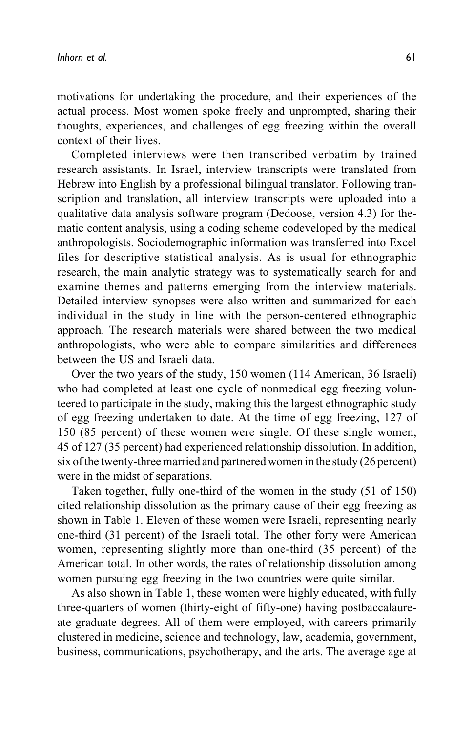motivations for undertaking the procedure, and their experiences of the actual process. Most women spoke freely and unprompted, sharing their thoughts, experiences, and challenges of egg freezing within the overall context of their lives.

Completed interviews were then transcribed verbatim by trained research assistants. In Israel, interview transcripts were translated from Hebrew into English by a professional bilingual translator. Following transcription and translation, all interview transcripts were uploaded into a qualitative data analysis software program (Dedoose, version 4.3) for thematic content analysis, using a coding scheme codeveloped by the medical anthropologists. Sociodemographic information was transferred into Excel files for descriptive statistical analysis. As is usual for ethnographic research, the main analytic strategy was to systematically search for and examine themes and patterns emerging from the interview materials. Detailed interview synopses were also written and summarized for each individual in the study in line with the person-centered ethnographic approach. The research materials were shared between the two medical anthropologists, who were able to compare similarities and differences between the US and Israeli data.

Over the two years of the study, 150 women (114 American, 36 Israeli) who had completed at least one cycle of nonmedical egg freezing volunteered to participate in the study, making this the largest ethnographic study of egg freezing undertaken to date. At the time of egg freezing, 127 of 150 (85 percent) of these women were single. Of these single women, 45 of 127 (35 percent) had experienced relationship dissolution. In addition, six of the twenty-three married and partnered women in the study (26 percent) were in the midst of separations.

Taken together, fully one-third of the women in the study (51 of 150) cited relationship dissolution as the primary cause of their egg freezing as shown in Table 1. Eleven of these women were Israeli, representing nearly one-third (31 percent) of the Israeli total. The other forty were American women, representing slightly more than one-third (35 percent) of the American total. In other words, the rates of relationship dissolution among women pursuing egg freezing in the two countries were quite similar.

As also shown in Table 1, these women were highly educated, with fully three-quarters of women (thirty-eight of fifty-one) having postbaccalaureate graduate degrees. All of them were employed, with careers primarily clustered in medicine, science and technology, law, academia, government, business, communications, psychotherapy, and the arts. The average age at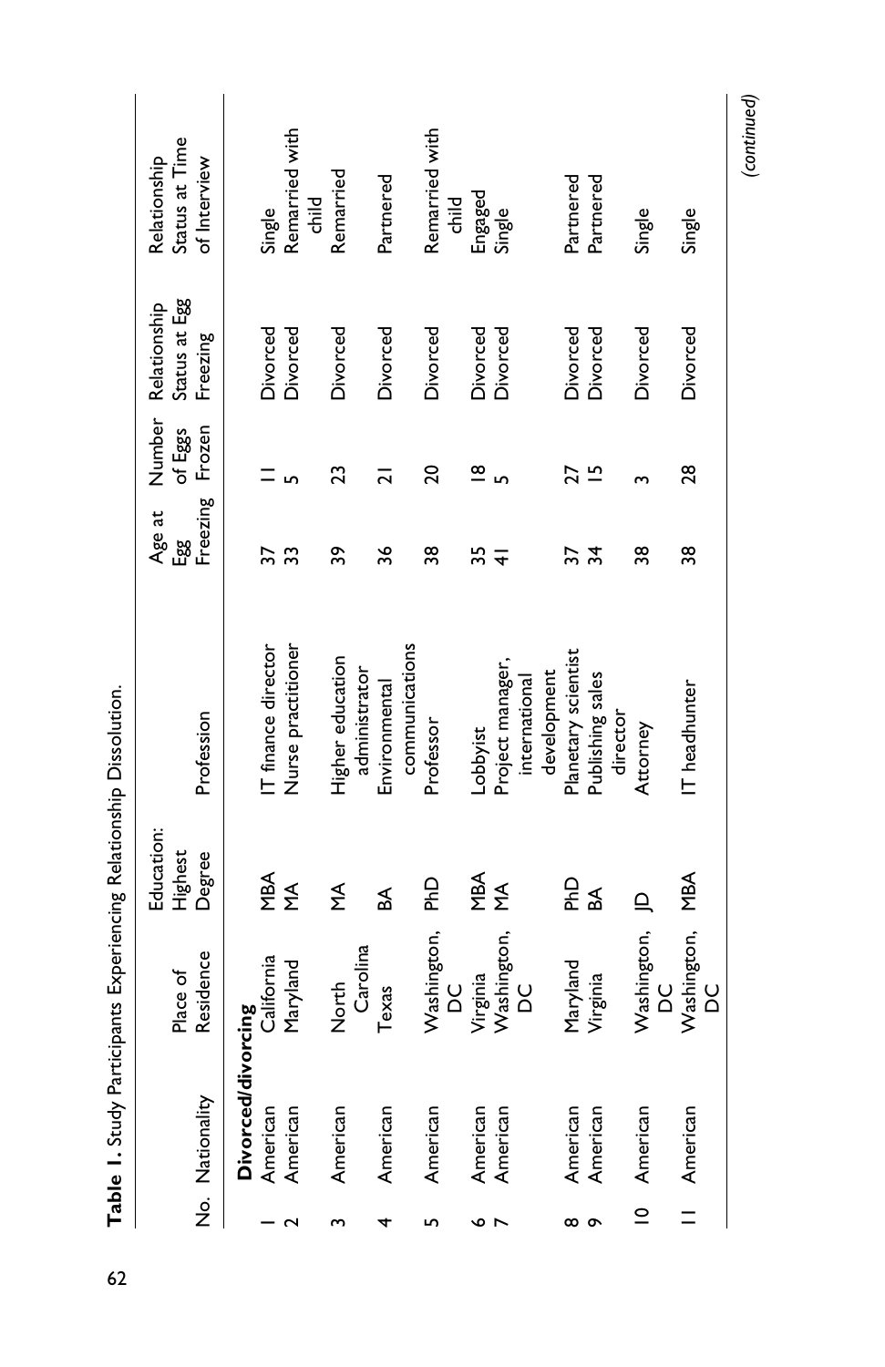**Table 1.** Study Participants Experiencing Relationship Dissolution.

| No. | Nationality | Place of Residence | Education: Highest Degree | Profession | Age at Egg Freezing | Number of Eggs Frozen | Relationship Status at Egg Freezing | Relationship Status at Time of Interview |
|---|---|---|---|---|---|---|---|---|
| | **Divorced/divorcing** | | | | | | | |
| 1 | American | California | MBA | IT finance director | 37 | 11 | Divorced | Single |
| 2 | American | Maryland | MA | Nurse practitioner | 33 | 5 | Divorced | Remarried with child |
| 3 | American | North Carolina | MA | Higher education administrator | 39 | 23 | Divorced | Remarried |
| 4 | American | Texas | BA | Environmental communications | 36 | 21 | Divorced | Partnered |
| 5 | American | Washington, DC | PhD | Professor | 38 | 20 | Divorced | Remarried with child |
| 6 | American | Virginia | MBA | Lobbyist | 35 | 18 | Divorced | Engaged |
| 7 | American | Washington, DC | MA | Project manager, international development | 41 | 5 | Divorced | Single |
| 8 | American | Maryland | PhD | Planetary scientist | 37 | 27 | Divorced | Partnered |
| 9 | American | Virginia | BA | Publishing sales director | 34 | 15 | Divorced | Partnered |
| 10 | American | Washington, DC | JD | Attorney | 38 | 3 | Divorced | Single |
| 11 | American | Washington, DC | MBA | IT headhunter | 38 | 28 | Divorced | Single |

*(continued)*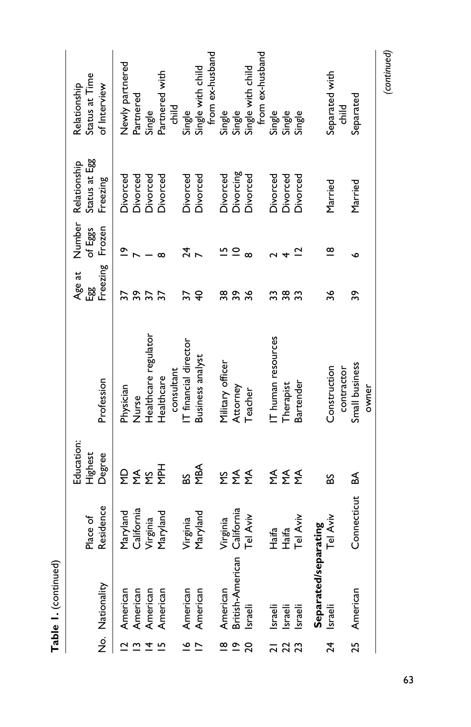**Table 1.** (continued)

| No. | Nationality | Place of Residence | Education: Highest Degree | Profession | Age at Egg Freezing | Number of Eggs Frozen | Relationship Status at Egg Freezing | Relationship Status at Time of Interview |
|---|---|---|---|---|---|---|---|---|
| 12 | American | Maryland | MD | Physician | 37 | 19 | Divorced | Newly partnered |
| 13 | American | California | MA | Nurse | 39 | 7 | Divorced | Partnered |
| 14 | American | Virginia | MS | Healthcare regulator | 37 | 1 | Divorced | Single |
| 15 | American | Maryland | MPH | Healthcare consultant | 37 | 8 | Divorced | Partnered with child |
| 16 | American | Virginia | BS | IT financial director | 37 | 24 | Divorced | Single |
| 17 | American | Maryland | MBA | Business analyst | 40 | 7 | Divorced | Single with child from ex-husband |
| 18 | American | Virginia | MS | Military officer | 38 | 15 | Divorced | Single |
| 19 | British-American | California | MA | Attorney | 39 | 10 | Divorcing | Single |
| 20 | Israeli | Tel Aviv | MA | Teacher | 36 | 8 | Divorced | Single with child from ex-husband |
| 21 | Israeli | Haifa | MA | IT human resources | 33 | 2 | Divorced | Single |
| 22 | Israeli | Haifa | MA | Therapist | 38 | 4 | Divorced | Single |
| 23 | Israeli | Tel Aviv | MA | Bartender | 33 | 12 | Divorced | Single |
| | **Separated/separating** | | | | | | | |
| 24 | Israeli | Tel Aviv | BS | Construction contractor | 36 | 18 | Married | Separated with child |
| 25 | American | Connecticut | BA | Small business owner | 39 | 6 | Married | Separated |

*(continued)*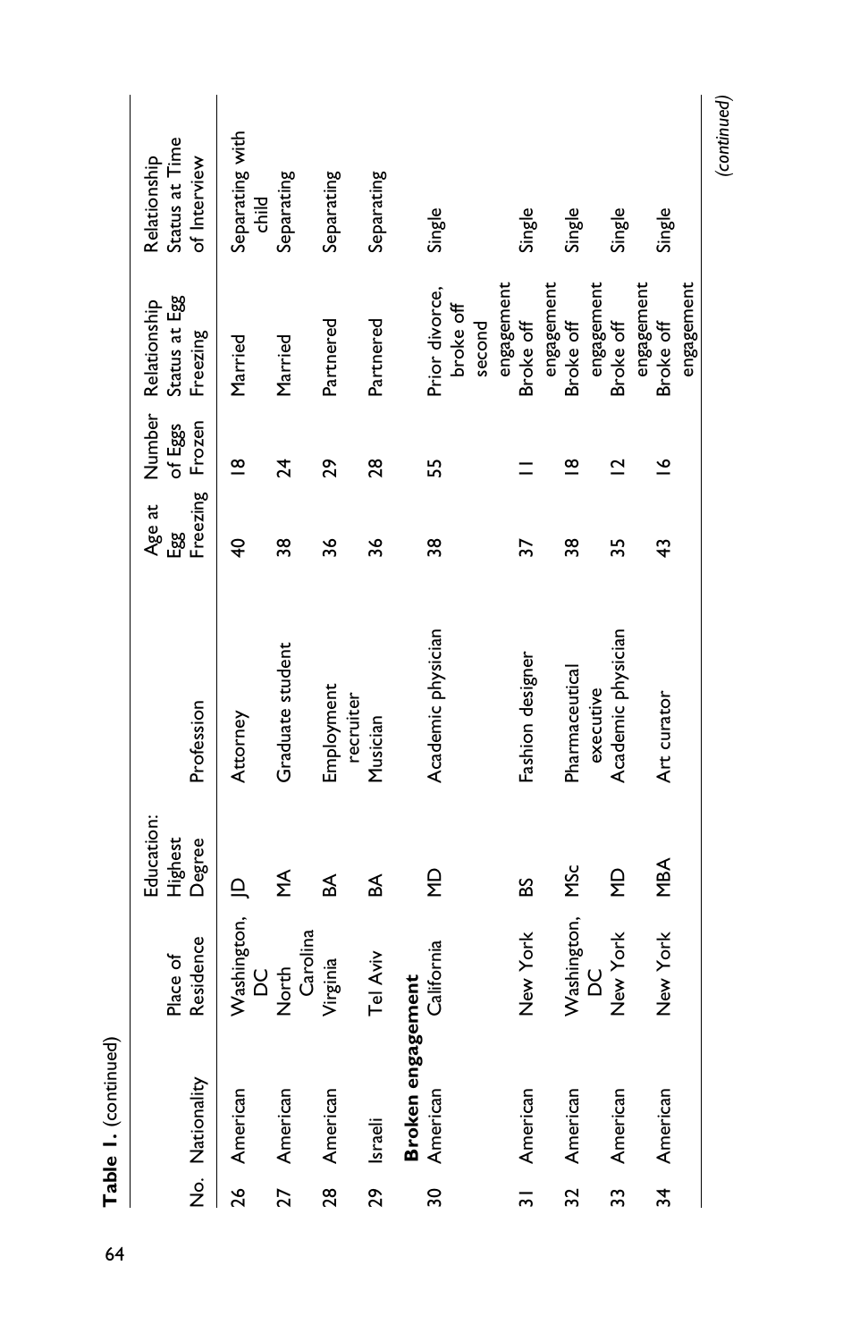**Table 1.** (continued)

| No. | Nationality | Place of Residence | Education: Highest Degree | Profession | Age at Egg Freezing | Number of Eggs Frozen | Relationship Status at Egg Freezing | Relationship Status at Time of Interview |
|---|---|---|---|---|---|---|---|---|
| 26 | American | Washington, DC | JD | Attorney | 40 | 18 | Married | Separating with child |
| 27 | American | North Carolina | MA | Graduate student | 38 | 24 | Married | Separating |
| 28 | American | Virginia | BA | Employment recruiter | 36 | 29 | Partnered | Separating |
| 29 | Israeli | Tel Aviv | BA | Musician | 36 | 28 | Partnered | Separating |
| **Broken engagement** | | | | | | | | |
| 30 | American | California | MD | Academic physician | 38 | 55 | Prior divorce, broke off second engagement | Single |
| 31 | American | New York | BS | Fashion designer | 37 | 11 | Broke off engagement | Single |
| 32 | American | Washington, DC | MSc | Pharmaceutical executive | 38 | 18 | Broke off engagement | Single |
| 33 | American | New York | MD | Academic physician | 35 | 12 | Broke off engagement | Single |
| 34 | American | New York | MBA | Art curator | 43 | 16 | Broke off engagement | Single |

*(continued)*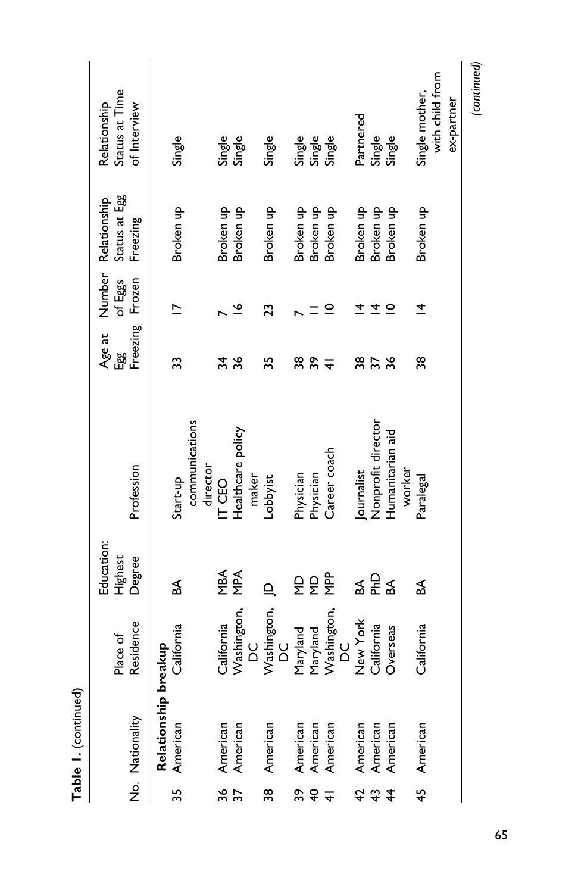**Table 1.** (continued)

| No. | Nationality | Place of Residence | Education: Highest Degree | Profession | Age at Egg Freezing | Number of Eggs Frozen | Relationship Status at Egg Freezing | Relationship Status at Time of Interview |
|---|---|---|---|---|---|---|---|---|
| | **Relationship breakup** | | | | | | | |
| 35 | American | California | BA | Start-up communications director | 33 | 17 | Broken up | Single |
| 36 | American | California | MBA | IT CEO | 34 | 7 | Broken up | Single |
| 37 | American | Washington, DC | MPA | Healthcare policy maker | 36 | 16 | Broken up | Single |
| 38 | American | Washington, DC | JD | Lobbyist | 35 | 23 | Broken up | Single |
| 39 | American | Maryland | MD | Physician | 38 | 7 | Broken up | Single |
| 40 | American | Maryland | MD | Physician | 39 | 11 | Broken up | Single |
| 41 | American | Washington, DC | MPP | Career coach | 41 | 10 | Broken up | Single |
| 42 | American | New York | BA | Journalist | 38 | 14 | Broken up | Partnered |
| 43 | American | California | PhD | Nonprofit director | 37 | 14 | Broken up | Single |
| 44 | American | Overseas | BA | Humanitarian aid worker | 36 | 10 | Broken up | Single |
| 45 | American | California | BA | Paralegal | 38 | 14 | Broken up | Single mother, with child from ex-partner |

*(continued)*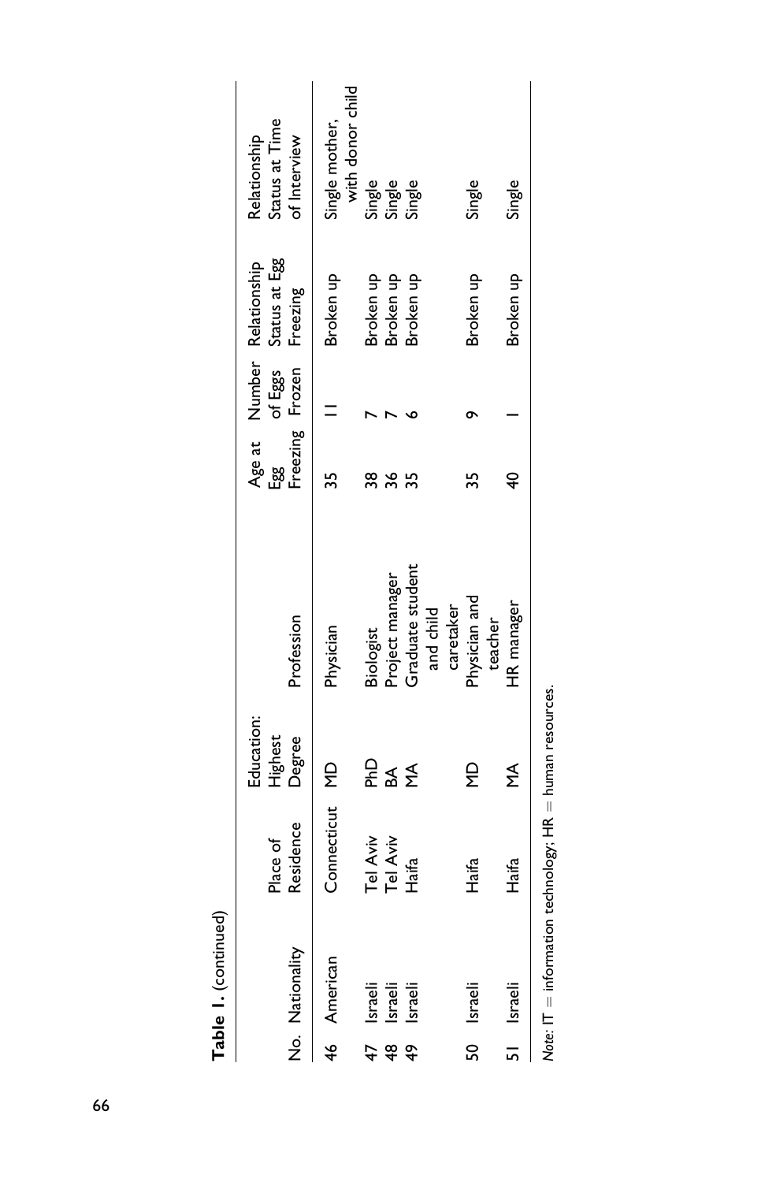**Table 1.** (continued)

| No. | Nationality | Place of Residence | Education: Highest Degree | Profession | Age at Egg Freezing | Number of Eggs Frozen | Relationship Status at Egg Freezing | Relationship Status at Time of Interview |
|---|---|---|---|---|---|---|---|---|
| 46 | American | Connecticut | MD | Physician | 35 | 11 | Broken up | Single mother, with donor child |
| 47 | Israeli | Tel Aviv | PhD | Biologist | 38 | 7 | Broken up | Single |
| 48 | Israeli | Tel Aviv | BA | Project manager | 36 | 7 | Broken up | Single |
| 49 | Israeli | Haifa | MA | Graduate student and child caretaker | 35 | 6 | Broken up | Single |
| 50 | Israeli | Haifa | MD | Physician and teacher | 35 | 9 | Broken up | Single |
| 51 | Israeli | Haifa | MA | HR manager | 40 | 1 | Broken up | Single |

*Note*: IT = information technology; HR = human resources.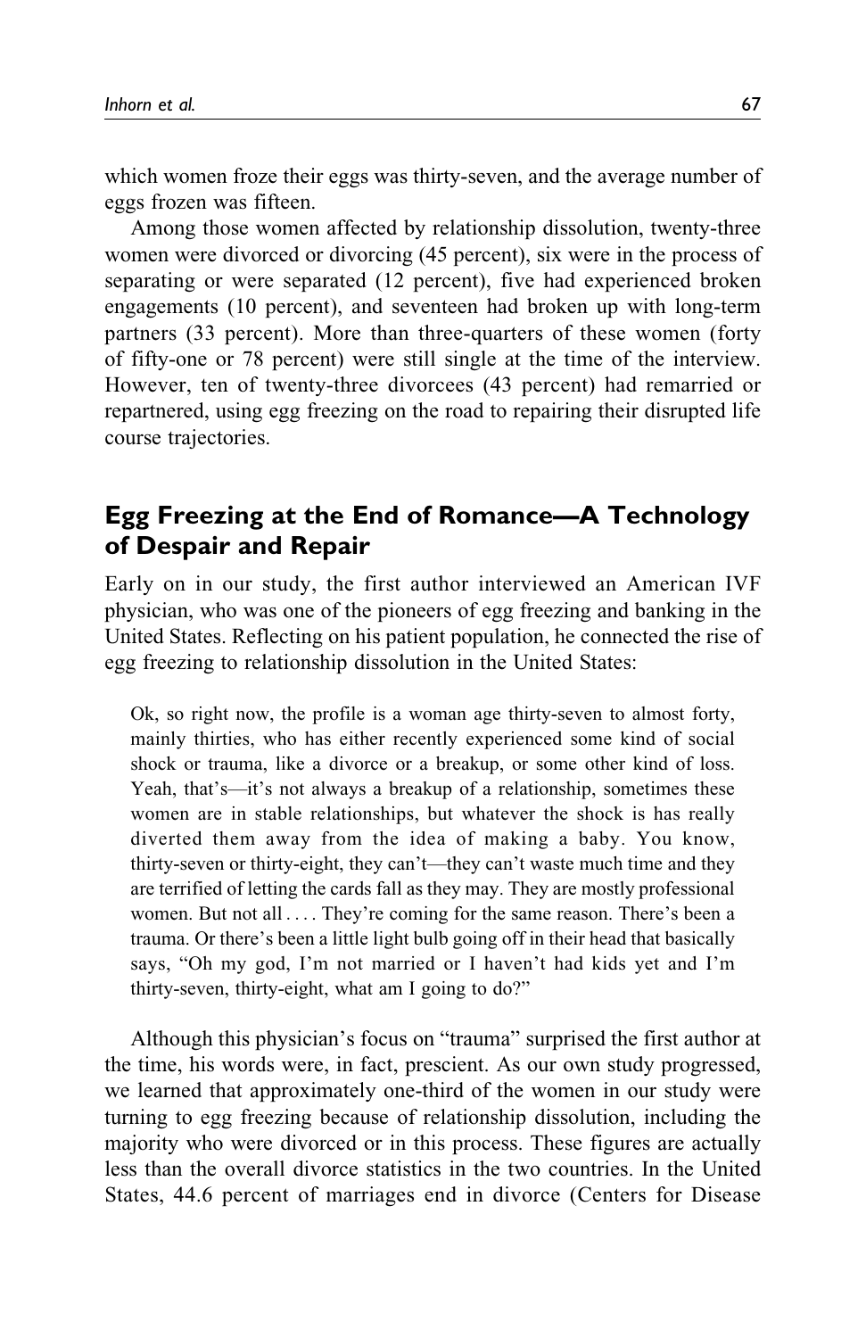which women froze their eggs was thirty-seven, and the average number of eggs frozen was fifteen.

Among those women affected by relationship dissolution, twenty-three women were divorced or divorcing (45 percent), six were in the process of separating or were separated (12 percent), five had experienced broken engagements (10 percent), and seventeen had broken up with long-term partners (33 percent). More than three-quarters of these women (forty of fifty-one or 78 percent) were still single at the time of the interview. However, ten of twenty-three divorcees (43 percent) had remarried or repartnered, using egg freezing on the road to repairing their disrupted life course trajectories.

## Egg Freezing at the End of Romance—A Technology of Despair and Repair

Early on in our study, the first author interviewed an American IVF physician, who was one of the pioneers of egg freezing and banking in the United States. Reflecting on his patient population, he connected the rise of egg freezing to relationship dissolution in the United States:

> Ok, so right now, the profile is a woman age thirty-seven to almost forty, mainly thirties, who has either recently experienced some kind of social shock or trauma, like a divorce or a breakup, or some other kind of loss. Yeah, that's—it's not always a breakup of a relationship, sometimes these women are in stable relationships, but whatever the shock is has really diverted them away from the idea of making a baby. You know, thirty-seven or thirty-eight, they can't—they can't waste much time and they are terrified of letting the cards fall as they may. They are mostly professional women. But not all . . . . They're coming for the same reason. There's been a trauma. Or there's been a little light bulb going off in their head that basically says, "Oh my god, I'm not married or I haven't had kids yet and I'm thirty-seven, thirty-eight, what am I going to do?"

Although this physician's focus on "trauma" surprised the first author at the time, his words were, in fact, prescient. As our own study progressed, we learned that approximately one-third of the women in our study were turning to egg freezing because of relationship dissolution, including the majority who were divorced or in this process. These figures are actually less than the overall divorce statistics in the two countries. In the United States, 44.6 percent of marriages end in divorce (Centers for Disease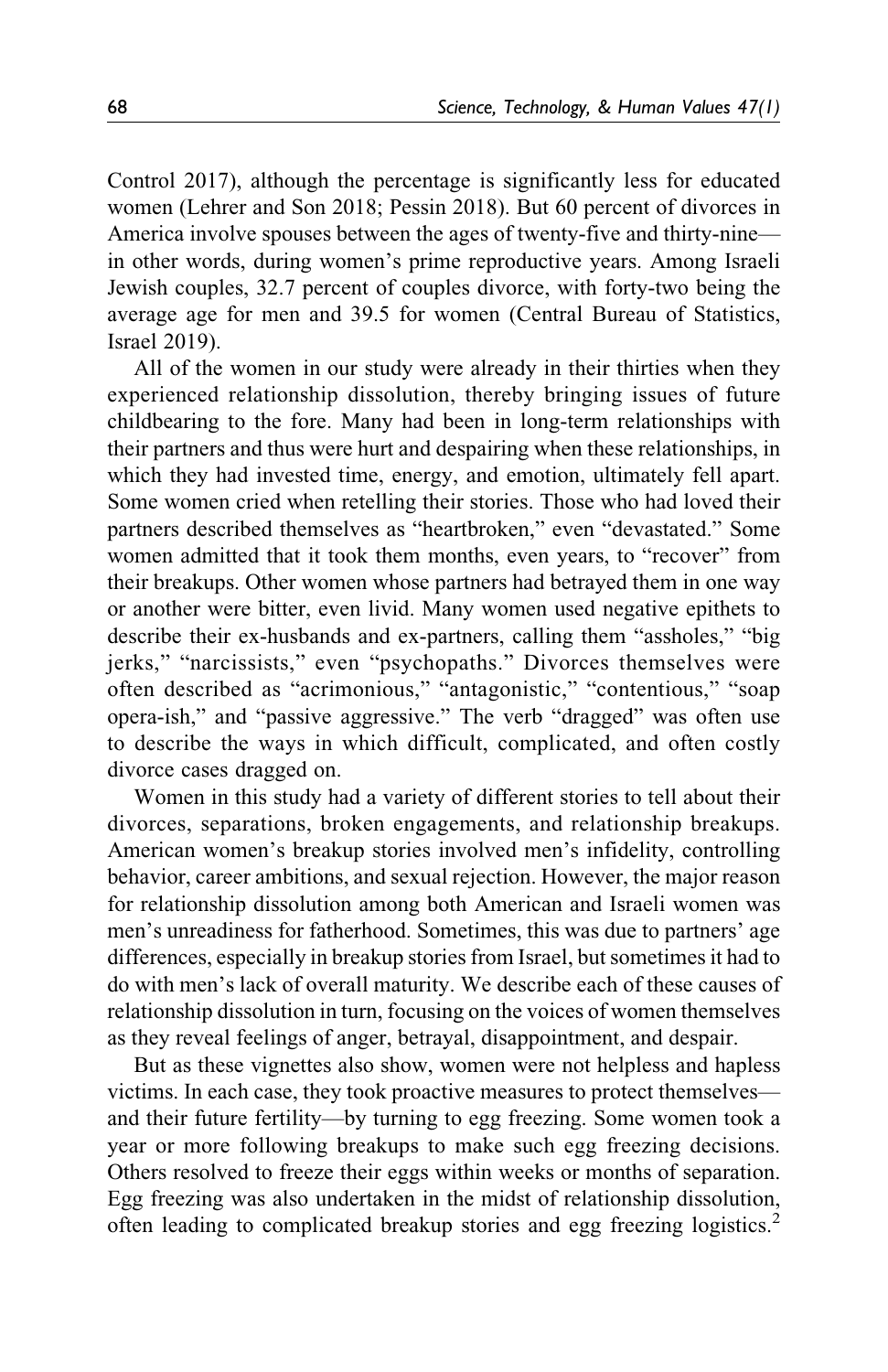Control 2017), although the percentage is significantly less for educated women (Lehrer and Son 2018; Pessin 2018). But 60 percent of divorces in America involve spouses between the ages of twenty-five and thirty-nine—in other words, during women's prime reproductive years. Among Israeli Jewish couples, 32.7 percent of couples divorce, with forty-two being the average age for men and 39.5 for women (Central Bureau of Statistics, Israel 2019).

All of the women in our study were already in their thirties when they experienced relationship dissolution, thereby bringing issues of future childbearing to the fore. Many had been in long-term relationships with their partners and thus were hurt and despairing when these relationships, in which they had invested time, energy, and emotion, ultimately fell apart. Some women cried when retelling their stories. Those who had loved their partners described themselves as "heartbroken," even "devastated." Some women admitted that it took them months, even years, to "recover" from their breakups. Other women whose partners had betrayed them in one way or another were bitter, even livid. Many women used negative epithets to describe their ex-husbands and ex-partners, calling them "assholes," "big jerks," "narcissists," even "psychopaths." Divorces themselves were often described as "acrimonious," "antagonistic," "contentious," "soap opera-ish," and "passive aggressive." The verb "dragged" was often use to describe the ways in which difficult, complicated, and often costly divorce cases dragged on.

Women in this study had a variety of different stories to tell about their divorces, separations, broken engagements, and relationship breakups. American women's breakup stories involved men's infidelity, controlling behavior, career ambitions, and sexual rejection. However, the major reason for relationship dissolution among both American and Israeli women was men's unreadiness for fatherhood. Sometimes, this was due to partners' age differences, especially in breakup stories from Israel, but sometimes it had to do with men's lack of overall maturity. We describe each of these causes of relationship dissolution in turn, focusing on the voices of women themselves as they reveal feelings of anger, betrayal, disappointment, and despair.

But as these vignettes also show, women were not helpless and hapless victims. In each case, they took proactive measures to protect themselves—and their future fertility—by turning to egg freezing. Some women took a year or more following breakups to make such egg freezing decisions. Others resolved to freeze their eggs within weeks or months of separation. Egg freezing was also undertaken in the midst of relationship dissolution, often leading to complicated breakup stories and egg freezing logistics.[2]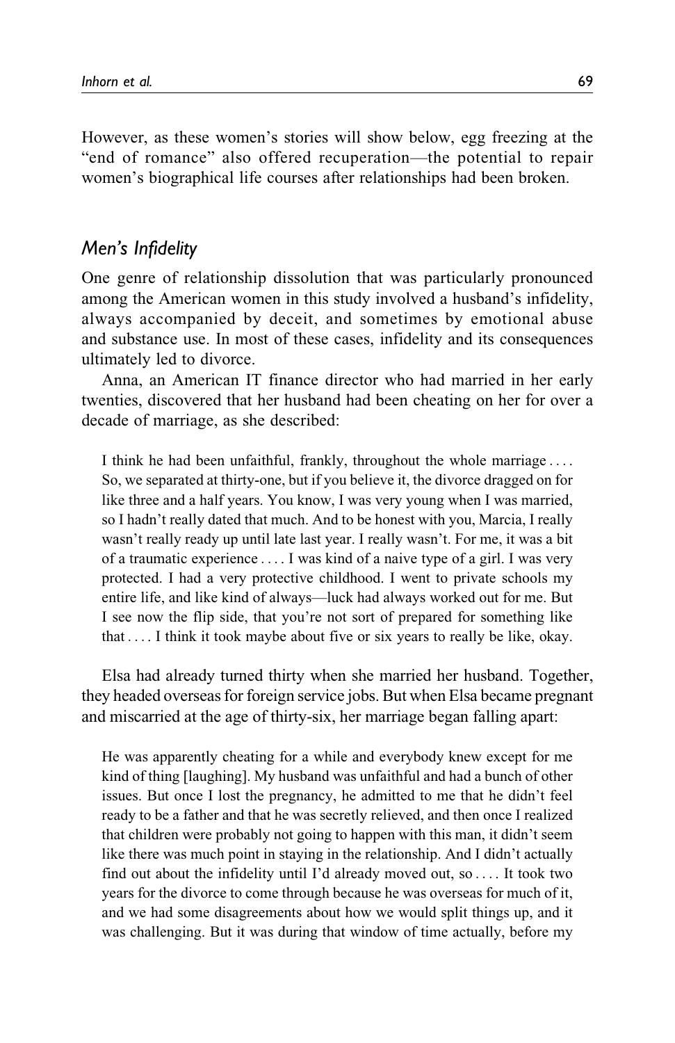However, as these women's stories will show below, egg freezing at the "end of romance" also offered recuperation—the potential to repair women's biographical life courses after relationships had been broken.

## *Men's Infidelity*

One genre of relationship dissolution that was particularly pronounced among the American women in this study involved a husband's infidelity, always accompanied by deceit, and sometimes by emotional abuse and substance use. In most of these cases, infidelity and its consequences ultimately led to divorce.

Anna, an American IT finance director who had married in her early twenties, discovered that her husband had been cheating on her for over a decade of marriage, as she described:

> I think he had been unfaithful, frankly, throughout the whole marriage . . . . So, we separated at thirty-one, but if you believe it, the divorce dragged on for like three and a half years. You know, I was very young when I was married, so I hadn't really dated that much. And to be honest with you, Marcia, I really wasn't really ready up until late last year. I really wasn't. For me, it was a bit of a traumatic experience . . . . I was kind of a naive type of a girl. I was very protected. I had a very protective childhood. I went to private schools my entire life, and like kind of always—luck had always worked out for me. But I see now the flip side, that you're not sort of prepared for something like that . . . . I think it took maybe about five or six years to really be like, okay.

Elsa had already turned thirty when she married her husband. Together, they headed overseas for foreign service jobs. But when Elsa became pregnant and miscarried at the age of thirty-six, her marriage began falling apart:

> He was apparently cheating for a while and everybody knew except for me kind of thing [laughing]. My husband was unfaithful and had a bunch of other issues. But once I lost the pregnancy, he admitted to me that he didn't feel ready to be a father and that he was secretly relieved, and then once I realized that children were probably not going to happen with this man, it didn't seem like there was much point in staying in the relationship. And I didn't actually find out about the infidelity until I'd already moved out, so . . . . It took two years for the divorce to come through because he was overseas for much of it, and we had some disagreements about how we would split things up, and it was challenging. But it was during that window of time actually, before my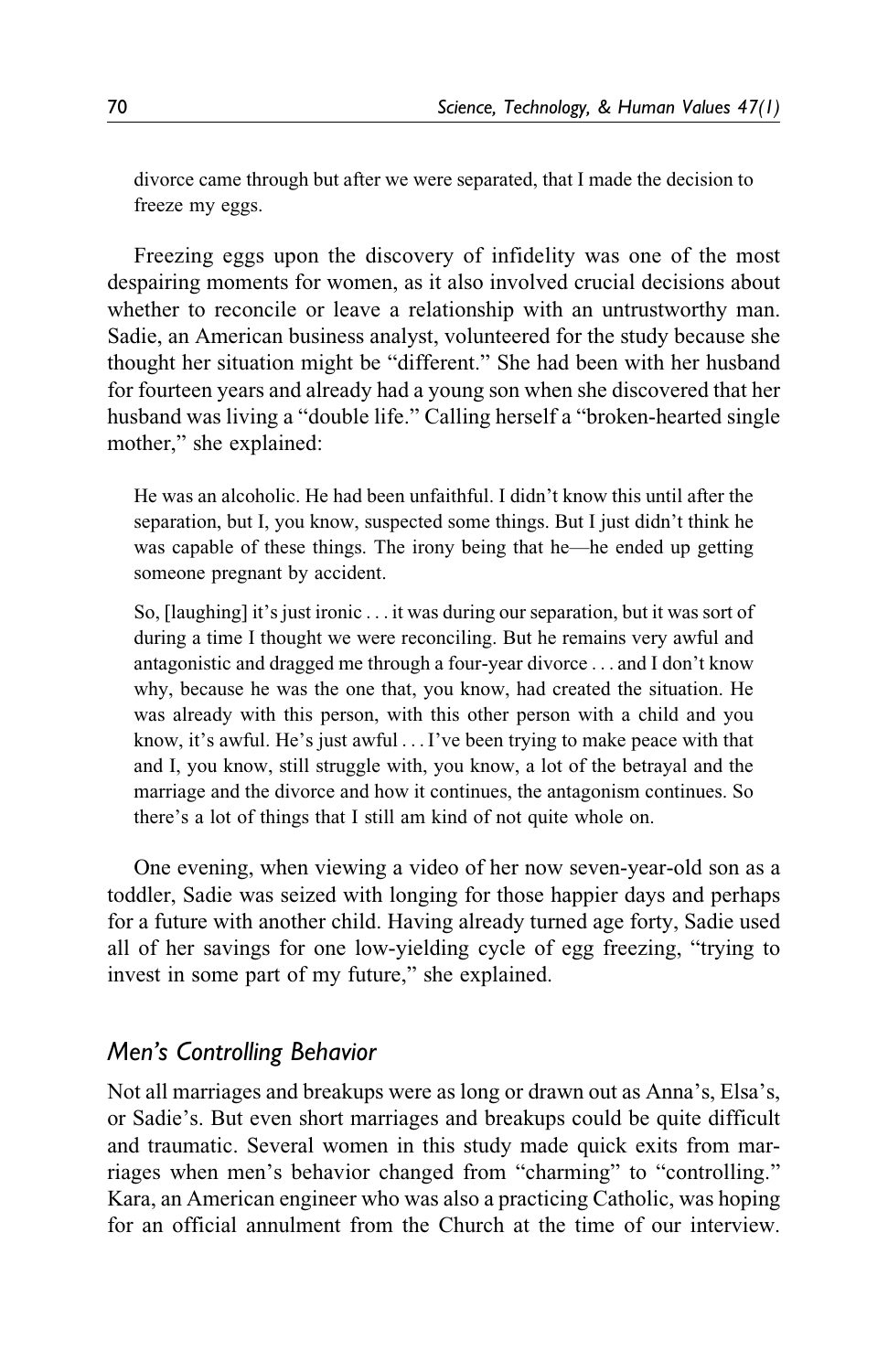divorce came through but after we were separated, that I made the decision to freeze my eggs.

Freezing eggs upon the discovery of infidelity was one of the most despairing moments for women, as it also involved crucial decisions about whether to reconcile or leave a relationship with an untrustworthy man. Sadie, an American business analyst, volunteered for the study because she thought her situation might be "different." She had been with her husband for fourteen years and already had a young son when she discovered that her husband was living a "double life." Calling herself a "broken-hearted single mother," she explained:

> He was an alcoholic. He had been unfaithful. I didn't know this until after the separation, but I, you know, suspected some things. But I just didn't think he was capable of these things. The irony being that he—he ended up getting someone pregnant by accident.
>
> So, [laughing] it's just ironic . . . it was during our separation, but it was sort of during a time I thought we were reconciling. But he remains very awful and antagonistic and dragged me through a four-year divorce . . . and I don't know why, because he was the one that, you know, had created the situation. He was already with this person, with this other person with a child and you know, it's awful. He's just awful . . . I've been trying to make peace with that and I, you know, still struggle with, you know, a lot of the betrayal and the marriage and the divorce and how it continues, the antagonism continues. So there's a lot of things that I still am kind of not quite whole on.

One evening, when viewing a video of her now seven-year-old son as a toddler, Sadie was seized with longing for those happier days and perhaps for a future with another child. Having already turned age forty, Sadie used all of her savings for one low-yielding cycle of egg freezing, "trying to invest in some part of my future," she explained.

### *Men's Controlling Behavior*

Not all marriages and breakups were as long or drawn out as Anna's, Elsa's, or Sadie's. But even short marriages and breakups could be quite difficult and traumatic. Several women in this study made quick exits from marriages when men's behavior changed from "charming" to "controlling." Kara, an American engineer who was also a practicing Catholic, was hoping for an official annulment from the Church at the time of our interview.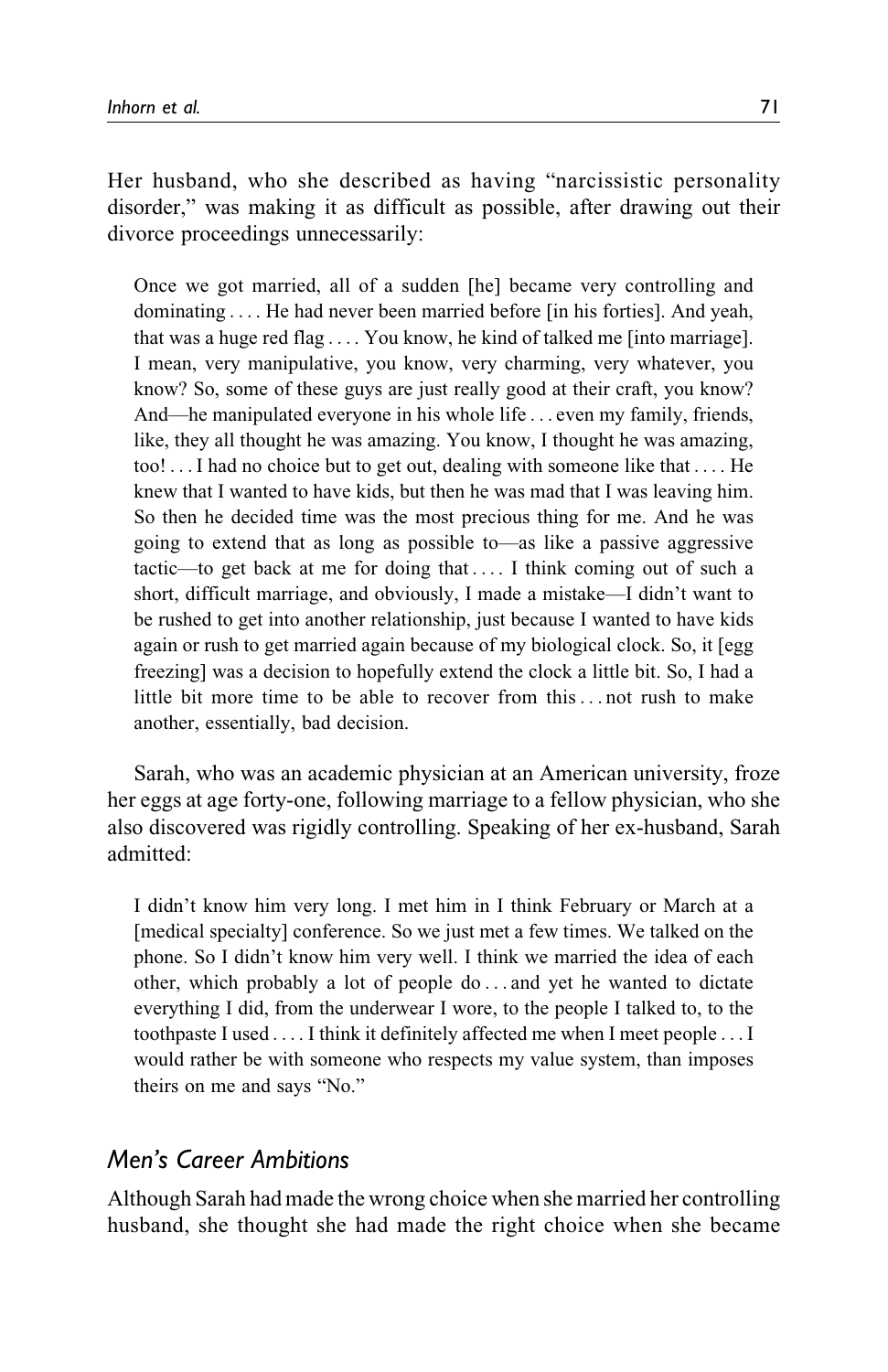Her husband, who she described as having "narcissistic personality disorder," was making it as difficult as possible, after drawing out their divorce proceedings unnecessarily:

> Once we got married, all of a sudden [he] became very controlling and dominating . . . . He had never been married before [in his forties]. And yeah, that was a huge red flag . . . . You know, he kind of talked me [into marriage]. I mean, very manipulative, you know, very charming, very whatever, you know? So, some of these guys are just really good at their craft, you know? And—he manipulated everyone in his whole life . . . even my family, friends, like, they all thought he was amazing. You know, I thought he was amazing, too! . . . I had no choice but to get out, dealing with someone like that . . . . He knew that I wanted to have kids, but then he was mad that I was leaving him. So then he decided time was the most precious thing for me. And he was going to extend that as long as possible to—as like a passive aggressive tactic—to get back at me for doing that . . . . I think coming out of such a short, difficult marriage, and obviously, I made a mistake—I didn't want to be rushed to get into another relationship, just because I wanted to have kids again or rush to get married again because of my biological clock. So, it [egg freezing] was a decision to hopefully extend the clock a little bit. So, I had a little bit more time to be able to recover from this . . . not rush to make another, essentially, bad decision.

Sarah, who was an academic physician at an American university, froze her eggs at age forty-one, following marriage to a fellow physician, who she also discovered was rigidly controlling. Speaking of her ex-husband, Sarah admitted:

> I didn't know him very long. I met him in I think February or March at a [medical specialty] conference. So we just met a few times. We talked on the phone. So I didn't know him very well. I think we married the idea of each other, which probably a lot of people do . . . and yet he wanted to dictate everything I did, from the underwear I wore, to the people I talked to, to the toothpaste I used . . . . I think it definitely affected me when I meet people . . . I would rather be with someone who respects my value system, than imposes theirs on me and says "No."

## *Men's Career Ambitions*

Although Sarah had made the wrong choice when she married her controlling husband, she thought she had made the right choice when she became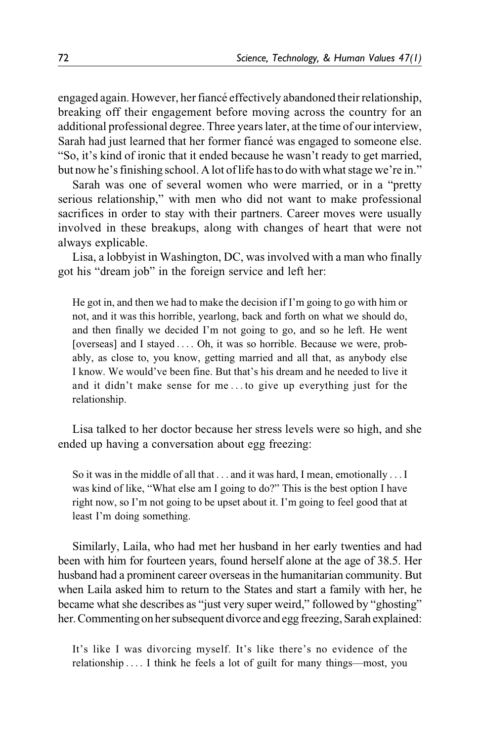engaged again. However, her fiancé effectively abandoned their relationship, breaking off their engagement before moving across the country for an additional professional degree. Three years later, at the time of our interview, Sarah had just learned that her former fiancé was engaged to someone else. "So, it's kind of ironic that it ended because he wasn't ready to get married, but now he's finishing school. A lot of life has to do with what stage we're in."

Sarah was one of several women who were married, or in a "pretty serious relationship," with men who did not want to make professional sacrifices in order to stay with their partners. Career moves were usually involved in these breakups, along with changes of heart that were not always explicable.

Lisa, a lobbyist in Washington, DC, was involved with a man who finally got his "dream job" in the foreign service and left her:

> He got in, and then we had to make the decision if I'm going to go with him or not, and it was this horrible, yearlong, back and forth on what we should do, and then finally we decided I'm not going to go, and so he left. He went [overseas] and I stayed .... Oh, it was so horrible. Because we were, probably, as close to, you know, getting married and all that, as anybody else I know. We would've been fine. But that's his dream and he needed to live it and it didn't make sense for me ... to give up everything just for the relationship.

Lisa talked to her doctor because her stress levels were so high, and she ended up having a conversation about egg freezing:

> So it was in the middle of all that ... and it was hard, I mean, emotionally ... I was kind of like, "What else am I going to do?" This is the best option I have right now, so I'm not going to be upset about it. I'm going to feel good that at least I'm doing something.

Similarly, Laila, who had met her husband in her early twenties and had been with him for fourteen years, found herself alone at the age of 38.5. Her husband had a prominent career overseas in the humanitarian community. But when Laila asked him to return to the States and start a family with her, he became what she describes as "just very super weird," followed by "ghosting" her. Commenting on her subsequent divorce and egg freezing, Sarah explained:

> It's like I was divorcing myself. It's like there's no evidence of the relationship .... I think he feels a lot of guilt for many things—most, you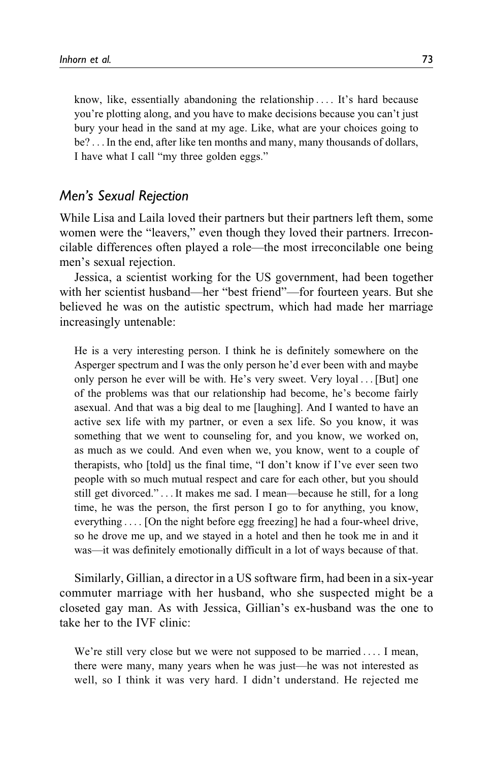> know, like, essentially abandoning the relationship . . . . It's hard because you're plotting along, and you have to make decisions because you can't just bury your head in the sand at my age. Like, what are your choices going to be? . . . In the end, after like ten months and many, many thousands of dollars, I have what I call "my three golden eggs."

## *Men's Sexual Rejection*

While Lisa and Laila loved their partners but their partners left them, some women were the "leavers," even though they loved their partners. Irreconcilable differences often played a role—the most irreconcilable one being men's sexual rejection.

Jessica, a scientist working for the US government, had been together with her scientist husband—her "best friend"—for fourteen years. But she believed he was on the autistic spectrum, which had made her marriage increasingly untenable:

> He is a very interesting person. I think he is definitely somewhere on the Asperger spectrum and I was the only person he'd ever been with and maybe only person he ever will be with. He's very sweet. Very loyal . . . [But] one of the problems was that our relationship had become, he's become fairly asexual. And that was a big deal to me [laughing]. And I wanted to have an active sex life with my partner, or even a sex life. So you know, it was something that we went to counseling for, and you know, we worked on, as much as we could. And even when we, you know, went to a couple of therapists, who [told] us the final time, "I don't know if I've ever seen two people with so much mutual respect and care for each other, but you should still get divorced." . . . It makes me sad. I mean—because he still, for a long time, he was the person, the first person I go to for anything, you know, everything . . . . [On the night before egg freezing] he had a four-wheel drive, so he drove me up, and we stayed in a hotel and then he took me in and it was—it was definitely emotionally difficult in a lot of ways because of that.

Similarly, Gillian, a director in a US software firm, had been in a six-year commuter marriage with her husband, who she suspected might be a closeted gay man. As with Jessica, Gillian's ex-husband was the one to take her to the IVF clinic:

> We're still very close but we were not supposed to be married . . . . I mean, there were many, many years when he was just—he was not interested as well, so I think it was very hard. I didn't understand. He rejected me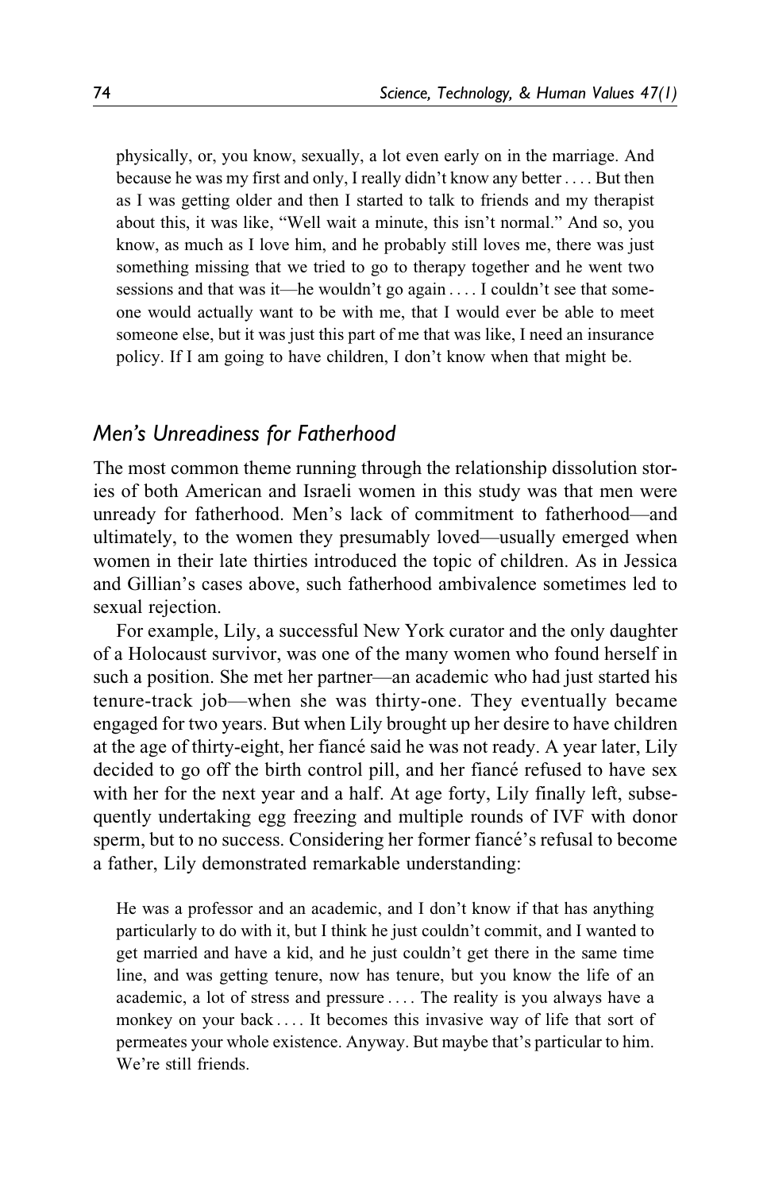> physically, or, you know, sexually, a lot even early on in the marriage. And because he was my first and only, I really didn't know any better . . . . But then as I was getting older and then I started to talk to friends and my therapist about this, it was like, "Well wait a minute, this isn't normal." And so, you know, as much as I love him, and he probably still loves me, there was just something missing that we tried to go to therapy together and he went two sessions and that was it—he wouldn't go again . . . . I couldn't see that someone would actually want to be with me, that I would ever be able to meet someone else, but it was just this part of me that was like, I need an insurance policy. If I am going to have children, I don't know when that might be.

## *Men's Unreadiness for Fatherhood*

The most common theme running through the relationship dissolution stories of both American and Israeli women in this study was that men were unready for fatherhood. Men's lack of commitment to fatherhood—and ultimately, to the women they presumably loved—usually emerged when women in their late thirties introduced the topic of children. As in Jessica and Gillian's cases above, such fatherhood ambivalence sometimes led to sexual rejection.

For example, Lily, a successful New York curator and the only daughter of a Holocaust survivor, was one of the many women who found herself in such a position. She met her partner—an academic who had just started his tenure-track job—when she was thirty-one. They eventually became engaged for two years. But when Lily brought up her desire to have children at the age of thirty-eight, her fiancé said he was not ready. A year later, Lily decided to go off the birth control pill, and her fiancé refused to have sex with her for the next year and a half. At age forty, Lily finally left, subsequently undertaking egg freezing and multiple rounds of IVF with donor sperm, but to no success. Considering her former fiancé's refusal to become a father, Lily demonstrated remarkable understanding:

> He was a professor and an academic, and I don't know if that has anything particularly to do with it, but I think he just couldn't commit, and I wanted to get married and have a kid, and he just couldn't get there in the same time line, and was getting tenure, now has tenure, but you know the life of an academic, a lot of stress and pressure . . . . The reality is you always have a monkey on your back . . . . It becomes this invasive way of life that sort of permeates your whole existence. Anyway. But maybe that's particular to him. We're still friends.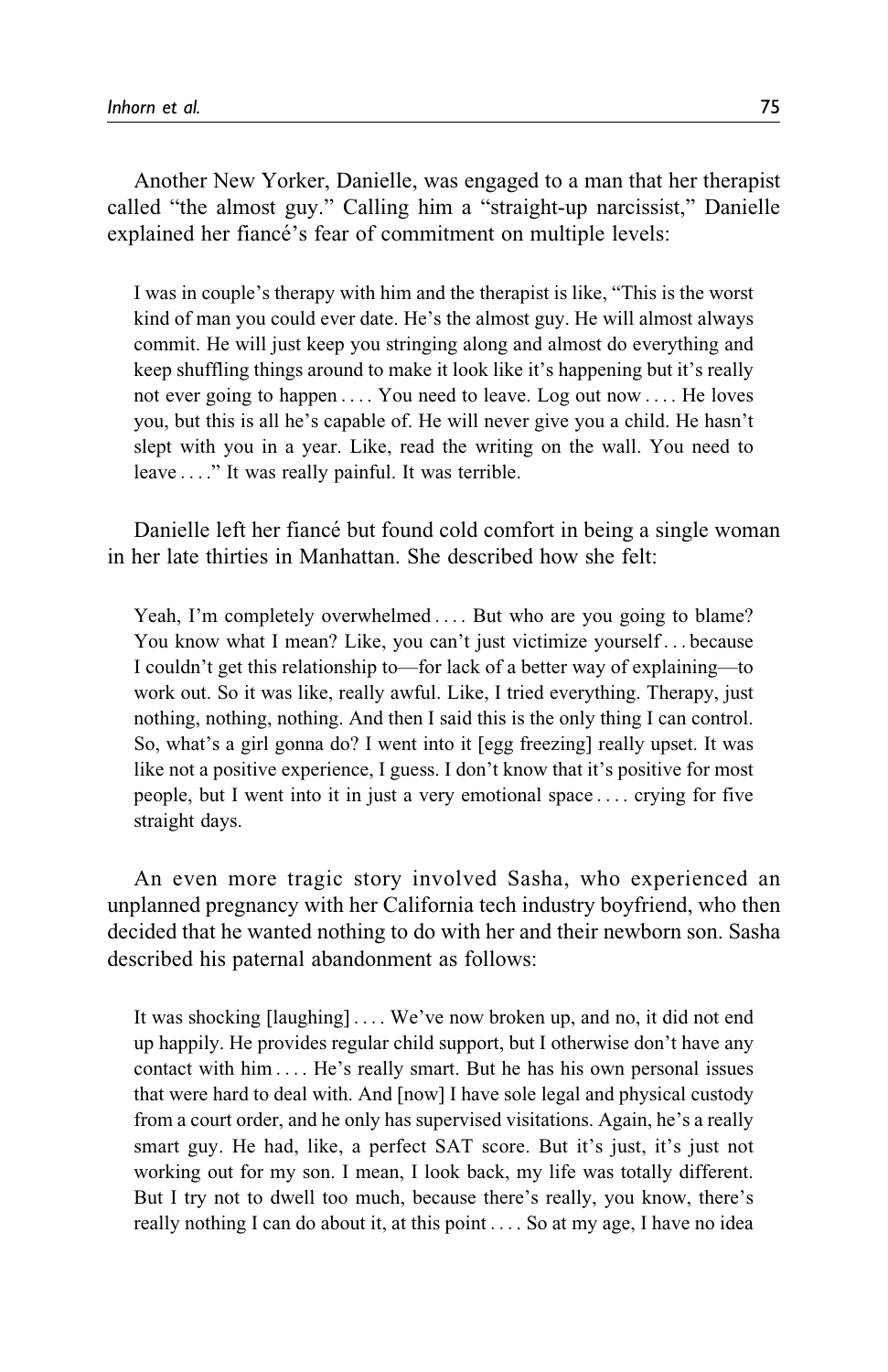Another New Yorker, Danielle, was engaged to a man that her therapist called "the almost guy." Calling him a "straight-up narcissist," Danielle explained her fiancé's fear of commitment on multiple levels:

> I was in couple's therapy with him and the therapist is like, "This is the worst kind of man you could ever date. He's the almost guy. He will almost always commit. He will just keep you stringing along and almost do everything and keep shuffling things around to make it look like it's happening but it's really not ever going to happen . . . . You need to leave. Log out now . . . . He loves you, but this is all he's capable of. He will never give you a child. He hasn't slept with you in a year. Like, read the writing on the wall. You need to leave . . . ." It was really painful. It was terrible.

Danielle left her fiancé but found cold comfort in being a single woman in her late thirties in Manhattan. She described how she felt:

> Yeah, I'm completely overwhelmed . . . . But who are you going to blame? You know what I mean? Like, you can't just victimize yourself . . . because I couldn't get this relationship to—for lack of a better way of explaining—to work out. So it was like, really awful. Like, I tried everything. Therapy, just nothing, nothing, nothing. And then I said this is the only thing I can control. So, what's a girl gonna do? I went into it [egg freezing] really upset. It was like not a positive experience, I guess. I don't know that it's positive for most people, but I went into it in just a very emotional space . . . . crying for five straight days.

An even more tragic story involved Sasha, who experienced an unplanned pregnancy with her California tech industry boyfriend, who then decided that he wanted nothing to do with her and their newborn son. Sasha described his paternal abandonment as follows:

> It was shocking [laughing] . . . . We've now broken up, and no, it did not end up happily. He provides regular child support, but I otherwise don't have any contact with him . . . . He's really smart. But he has his own personal issues that were hard to deal with. And [now] I have sole legal and physical custody from a court order, and he only has supervised visitations. Again, he's a really smart guy. He had, like, a perfect SAT score. But it's just, it's just not working out for my son. I mean, I look back, my life was totally different. But I try not to dwell too much, because there's really, you know, there's really nothing I can do about it, at this point . . . . So at my age, I have no idea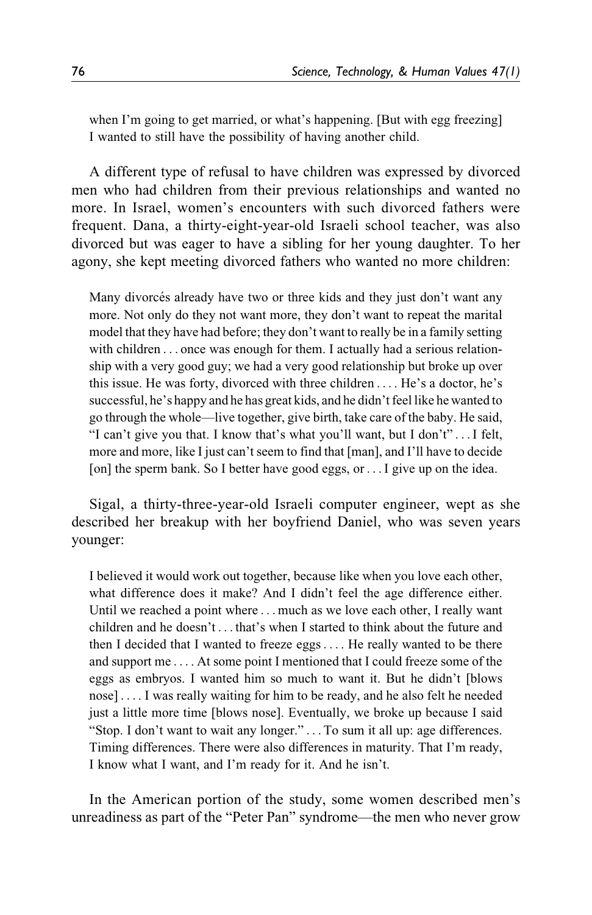> when I'm going to get married, or what's happening. [But with egg freezing] I wanted to still have the possibility of having another child.

A different type of refusal to have children was expressed by divorced men who had children from their previous relationships and wanted no more. In Israel, women's encounters with such divorced fathers were frequent. Dana, a thirty-eight-year-old Israeli school teacher, was also divorced but was eager to have a sibling for her young daughter. To her agony, she kept meeting divorced fathers who wanted no more children:

> Many divorcés already have two or three kids and they just don't want any more. Not only do they not want more, they don't want to repeat the marital model that they have had before; they don't want to really be in a family setting with children . . . once was enough for them. I actually had a serious relationship with a very good guy; we had a very good relationship but broke up over this issue. He was forty, divorced with three children . . . . He's a doctor, he's successful, he's happy and he has great kids, and he didn't feel like he wanted to go through the whole—live together, give birth, take care of the baby. He said, "I can't give you that. I know that's what you'll want, but I don't" . . . I felt, more and more, like I just can't seem to find that [man], and I'll have to decide [on] the sperm bank. So I better have good eggs, or . . . I give up on the idea.

Sigal, a thirty-three-year-old Israeli computer engineer, wept as she described her breakup with her boyfriend Daniel, who was seven years younger:

> I believed it would work out together, because like when you love each other, what difference does it make? And I didn't feel the age difference either. Until we reached a point where . . . much as we love each other, I really want children and he doesn't . . . that's when I started to think about the future and then I decided that I wanted to freeze eggs . . . . He really wanted to be there and support me . . . . At some point I mentioned that I could freeze some of the eggs as embryos. I wanted him so much to want it. But he didn't [blows nose] . . . . I was really waiting for him to be ready, and he also felt he needed just a little more time [blows nose]. Eventually, we broke up because I said "Stop. I don't want to wait any longer." . . . To sum it all up: age differences. Timing differences. There were also differences in maturity. That I'm ready, I know what I want, and I'm ready for it. And he isn't.

In the American portion of the study, some women described men's unreadiness as part of the "Peter Pan" syndrome—the men who never grow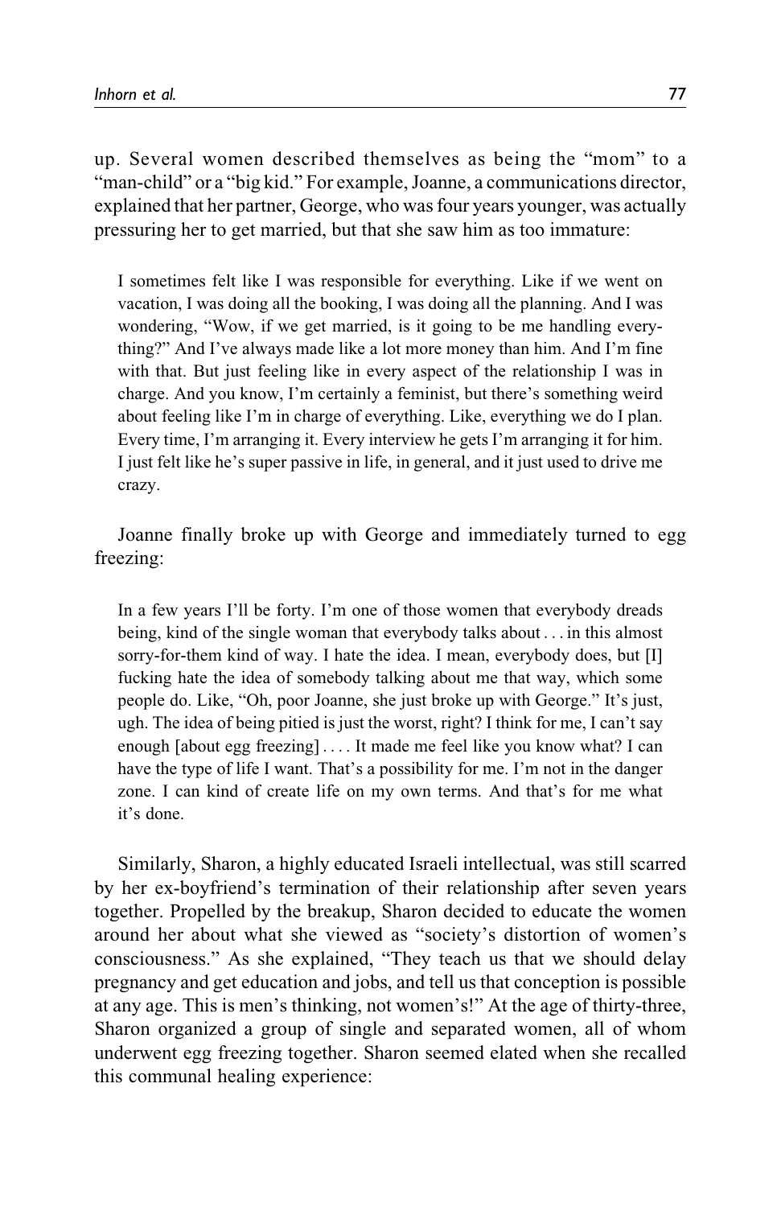up. Several women described themselves as being the "mom" to a "man-child" or a "big kid." For example, Joanne, a communications director, explained that her partner, George, who was four years younger, was actually pressuring her to get married, but that she saw him as too immature:

> I sometimes felt like I was responsible for everything. Like if we went on vacation, I was doing all the booking, I was doing all the planning. And I was wondering, "Wow, if we get married, is it going to be me handling everything?" And I've always made like a lot more money than him. And I'm fine with that. But just feeling like in every aspect of the relationship I was in charge. And you know, I'm certainly a feminist, but there's something weird about feeling like I'm in charge of everything. Like, everything we do I plan. Every time, I'm arranging it. Every interview he gets I'm arranging it for him. I just felt like he's super passive in life, in general, and it just used to drive me crazy.

Joanne finally broke up with George and immediately turned to egg freezing:

> In a few years I'll be forty. I'm one of those women that everybody dreads being, kind of the single woman that everybody talks about . . . in this almost sorry-for-them kind of way. I hate the idea. I mean, everybody does, but [I] fucking hate the idea of somebody talking about me that way, which some people do. Like, "Oh, poor Joanne, she just broke up with George." It's just, ugh. The idea of being pitied is just the worst, right? I think for me, I can't say enough [about egg freezing] . . . . It made me feel like you know what? I can have the type of life I want. That's a possibility for me. I'm not in the danger zone. I can kind of create life on my own terms. And that's for me what it's done.

Similarly, Sharon, a highly educated Israeli intellectual, was still scarred by her ex-boyfriend's termination of their relationship after seven years together. Propelled by the breakup, Sharon decided to educate the women around her about what she viewed as "society's distortion of women's consciousness." As she explained, "They teach us that we should delay pregnancy and get education and jobs, and tell us that conception is possible at any age. This is men's thinking, not women's!" At the age of thirty-three, Sharon organized a group of single and separated women, all of whom underwent egg freezing together. Sharon seemed elated when she recalled this communal healing experience: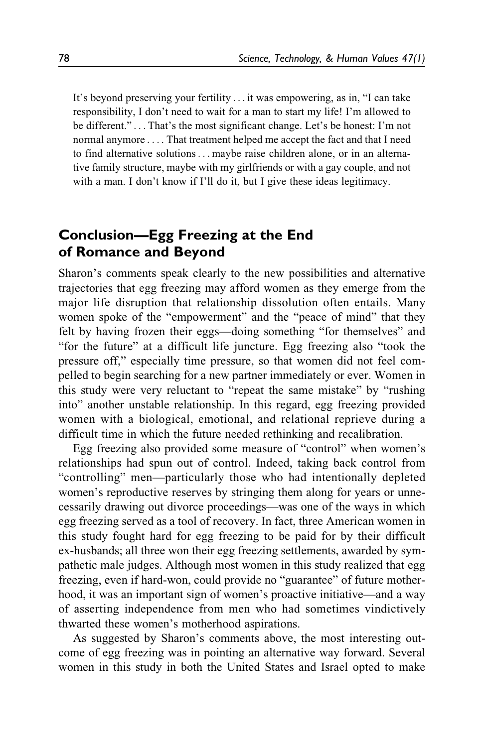> It's beyond preserving your fertility . . . it was empowering, as in, "I can take responsibility, I don't need to wait for a man to start my life! I'm allowed to be different." . . . That's the most significant change. Let's be honest: I'm not normal anymore . . . . That treatment helped me accept the fact and that I need to find alternative solutions . . . maybe raise children alone, or in an alternative family structure, maybe with my girlfriends or with a gay couple, and not with a man. I don't know if I'll do it, but I give these ideas legitimacy.

## Conclusion—Egg Freezing at the End of Romance and Beyond

Sharon's comments speak clearly to the new possibilities and alternative trajectories that egg freezing may afford women as they emerge from the major life disruption that relationship dissolution often entails. Many women spoke of the "empowerment" and the "peace of mind" that they felt by having frozen their eggs—doing something "for themselves" and "for the future" at a difficult life juncture. Egg freezing also "took the pressure off," especially time pressure, so that women did not feel compelled to begin searching for a new partner immediately or ever. Women in this study were very reluctant to "repeat the same mistake" by "rushing into" another unstable relationship. In this regard, egg freezing provided women with a biological, emotional, and relational reprieve during a difficult time in which the future needed rethinking and recalibration.

Egg freezing also provided some measure of "control" when women's relationships had spun out of control. Indeed, taking back control from "controlling" men—particularly those who had intentionally depleted women's reproductive reserves by stringing them along for years or unnecessarily drawing out divorce proceedings—was one of the ways in which egg freezing served as a tool of recovery. In fact, three American women in this study fought hard for egg freezing to be paid for by their difficult ex-husbands; all three won their egg freezing settlements, awarded by sympathetic male judges. Although most women in this study realized that egg freezing, even if hard-won, could provide no "guarantee" of future motherhood, it was an important sign of women's proactive initiative—and a way of asserting independence from men who had sometimes vindictively thwarted these women's motherhood aspirations.

As suggested by Sharon's comments above, the most interesting outcome of egg freezing was in pointing an alternative way forward. Several women in this study in both the United States and Israel opted to make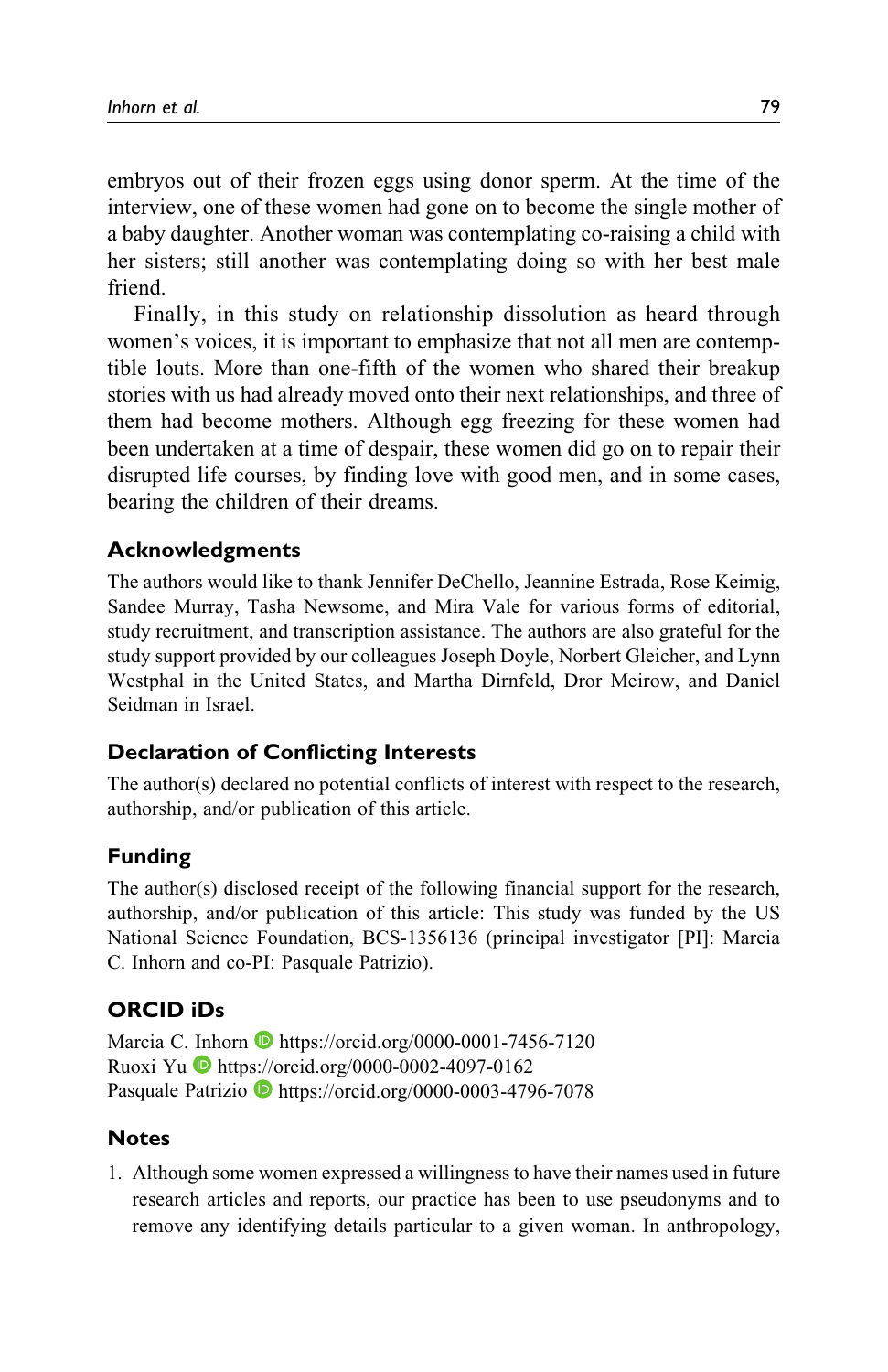embryos out of their frozen eggs using donor sperm. At the time of the interview, one of these women had gone on to become the single mother of a baby daughter. Another woman was contemplating co-raising a child with her sisters; still another was contemplating doing so with her best male friend.

Finally, in this study on relationship dissolution as heard through women's voices, it is important to emphasize that not all men are contemptible louts. More than one-fifth of the women who shared their breakup stories with us had already moved onto their next relationships, and three of them had become mothers. Although egg freezing for these women had been undertaken at a time of despair, these women did go on to repair their disrupted life courses, by finding love with good men, and in some cases, bearing the children of their dreams.

## Acknowledgments

The authors would like to thank Jennifer DeChello, Jeannine Estrada, Rose Keimig, Sandee Murray, Tasha Newsome, and Mira Vale for various forms of editorial, study recruitment, and transcription assistance. The authors are also grateful for the study support provided by our colleagues Joseph Doyle, Norbert Gleicher, and Lynn Westphal in the United States, and Martha Dirnfeld, Dror Meirow, and Daniel Seidman in Israel.

## Declaration of Conflicting Interests

The author(s) declared no potential conflicts of interest with respect to the research, authorship, and/or publication of this article.

## Funding

The author(s) disclosed receipt of the following financial support for the research, authorship, and/or publication of this article: This study was funded by the US National Science Foundation, BCS-1356136 (principal investigator [PI]: Marcia C. Inhorn and co-PI: Pasquale Patrizio).

## ORCID iDs

Marcia C. Inhorn https://orcid.org/0000-0001-7456-7120
Ruoxi Yu https://orcid.org/0000-0002-4097-0162
Pasquale Patrizio https://orcid.org/0000-0003-4796-7078

## Notes

1. Although some women expressed a willingness to have their names used in future research articles and reports, our practice has been to use pseudonyms and to remove any identifying details particular to a given woman. In anthropology,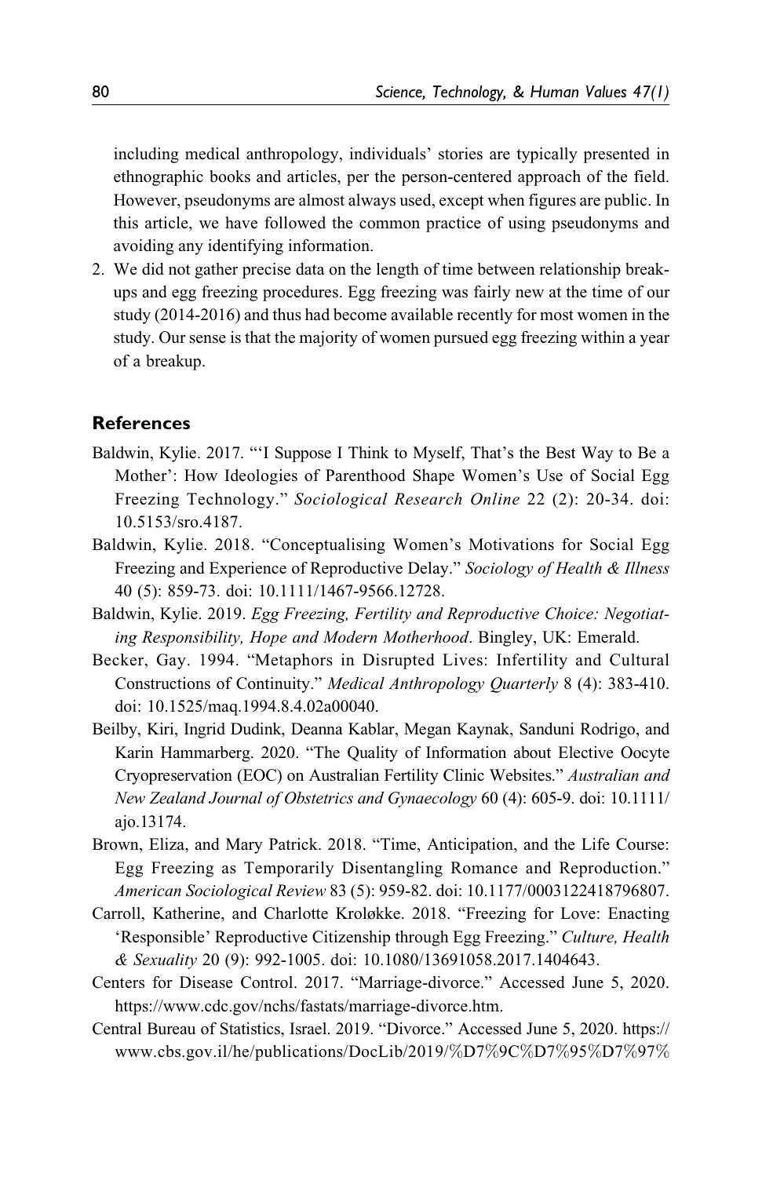including medical anthropology, individuals' stories are typically presented in ethnographic books and articles, per the person-centered approach of the field. However, pseudonyms are almost always used, except when figures are public. In this article, we have followed the common practice of using pseudonyms and avoiding any identifying information.

2. We did not gather precise data on the length of time between relationship breakups and egg freezing procedures. Egg freezing was fairly new at the time of our study (2014-2016) and thus had become available recently for most women in the study. Our sense is that the majority of women pursued egg freezing within a year of a breakup.

## References

Baldwin, Kylie. 2017. "'I Suppose I Think to Myself, That's the Best Way to Be a Mother': How Ideologies of Parenthood Shape Women's Use of Social Egg Freezing Technology." *Sociological Research Online* 22 (2): 20-34. doi: 10.5153/sro.4187.

Baldwin, Kylie. 2018. "Conceptualising Women's Motivations for Social Egg Freezing and Experience of Reproductive Delay." *Sociology of Health & Illness* 40 (5): 859-73. doi: 10.1111/1467-9566.12728.

Baldwin, Kylie. 2019. *Egg Freezing, Fertility and Reproductive Choice: Negotiating Responsibility, Hope and Modern Motherhood*. Bingley, UK: Emerald.

Becker, Gay. 1994. "Metaphors in Disrupted Lives: Infertility and Cultural Constructions of Continuity." *Medical Anthropology Quarterly* 8 (4): 383-410. doi: 10.1525/maq.1994.8.4.02a00040.

Beilby, Kiri, Ingrid Dudink, Deanna Kablar, Megan Kaynak, Sanduni Rodrigo, and Karin Hammarberg. 2020. "The Quality of Information about Elective Oocyte Cryopreservation (EOC) on Australian Fertility Clinic Websites." *Australian and New Zealand Journal of Obstetrics and Gynaecology* 60 (4): 605-9. doi: 10.1111/ajo.13174.

Brown, Eliza, and Mary Patrick. 2018. "Time, Anticipation, and the Life Course: Egg Freezing as Temporarily Disentangling Romance and Reproduction." *American Sociological Review* 83 (5): 959-82. doi: 10.1177/0003122418796807.

Carroll, Katherine, and Charlotte Kroløkke. 2018. "Freezing for Love: Enacting 'Responsible' Reproductive Citizenship through Egg Freezing." *Culture, Health & Sexuality* 20 (9): 992-1005. doi: 10.1080/13691058.2017.1404643.

Centers for Disease Control. 2017. "Marriage-divorce." Accessed June 5, 2020. https://www.cdc.gov/nchs/fastats/marriage-divorce.htm.

Central Bureau of Statistics, Israel. 2019. "Divorce." Accessed June 5, 2020. https://www.cbs.gov.il/he/publications/DocLib/2019/%D7%9C%D7%95%D7%97%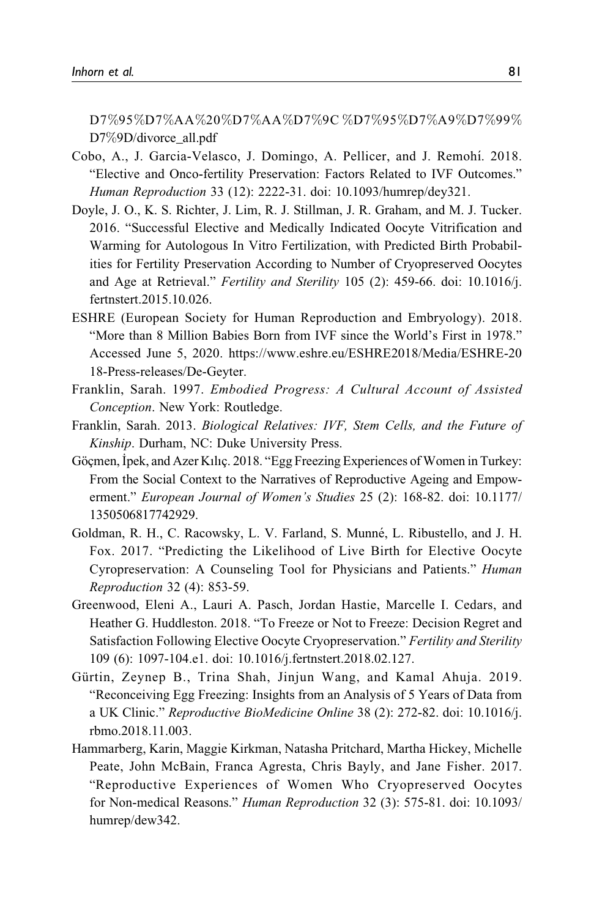D7%95%D7%AA%20%D7%AA%D7%9C%D7%95%D7%A9%D7%99%D7%9D/divorce_all.pdf

Cobo, A., J. Garcia-Velasco, J. Domingo, A. Pellicer, and J. Remohí. 2018. "Elective and Onco-fertility Preservation: Factors Related to IVF Outcomes." *Human Reproduction* 33 (12): 2222-31. doi: 10.1093/humrep/dey321.

Doyle, J. O., K. S. Richter, J. Lim, R. J. Stillman, J. R. Graham, and M. J. Tucker. 2016. "Successful Elective and Medically Indicated Oocyte Vitrification and Warming for Autologous In Vitro Fertilization, with Predicted Birth Probabilities for Fertility Preservation According to Number of Cryopreserved Oocytes and Age at Retrieval." *Fertility and Sterility* 105 (2): 459-66. doi: 10.1016/j.fertnstert.2015.10.026.

ESHRE (European Society for Human Reproduction and Embryology). 2018. "More than 8 Million Babies Born from IVF since the World's First in 1978." Accessed June 5, 2020. https://www.eshre.eu/ESHRE2018/Media/ESHRE-2018-Press-releases/De-Geyter.

Franklin, Sarah. 1997. *Embodied Progress: A Cultural Account of Assisted Conception*. New York: Routledge.

Franklin, Sarah. 2013. *Biological Relatives: IVF, Stem Cells, and the Future of Kinship*. Durham, NC: Duke University Press.

Göçmen, İpek, and Azer Kılıç. 2018. "Egg Freezing Experiences of Women in Turkey: From the Social Context to the Narratives of Reproductive Ageing and Empowerment." *European Journal of Women's Studies* 25 (2): 168-82. doi: 10.1177/1350506817742929.

Goldman, R. H., C. Racowsky, L. V. Farland, S. Munné, L. Ribustello, and J. H. Fox. 2017. "Predicting the Likelihood of Live Birth for Elective Oocyte Cyropreservation: A Counseling Tool for Physicians and Patients." *Human Reproduction* 32 (4): 853-59.

Greenwood, Eleni A., Lauri A. Pasch, Jordan Hastie, Marcelle I. Cedars, and Heather G. Huddleston. 2018. "To Freeze or Not to Freeze: Decision Regret and Satisfaction Following Elective Oocyte Cryopreservation." *Fertility and Sterility* 109 (6): 1097-104.e1. doi: 10.1016/j.fertnstert.2018.02.127.

Gürtin, Zeynep B., Trina Shah, Jinjun Wang, and Kamal Ahuja. 2019. "Reconceiving Egg Freezing: Insights from an Analysis of 5 Years of Data from a UK Clinic." *Reproductive BioMedicine Online* 38 (2): 272-82. doi: 10.1016/j.rbmo.2018.11.003.

Hammarberg, Karin, Maggie Kirkman, Natasha Pritchard, Martha Hickey, Michelle Peate, John McBain, Franca Agresta, Chris Bayly, and Jane Fisher. 2017. "Reproductive Experiences of Women Who Cryopreserved Oocytes for Non-medical Reasons." *Human Reproduction* 32 (3): 575-81. doi: 10.1093/humrep/dew342.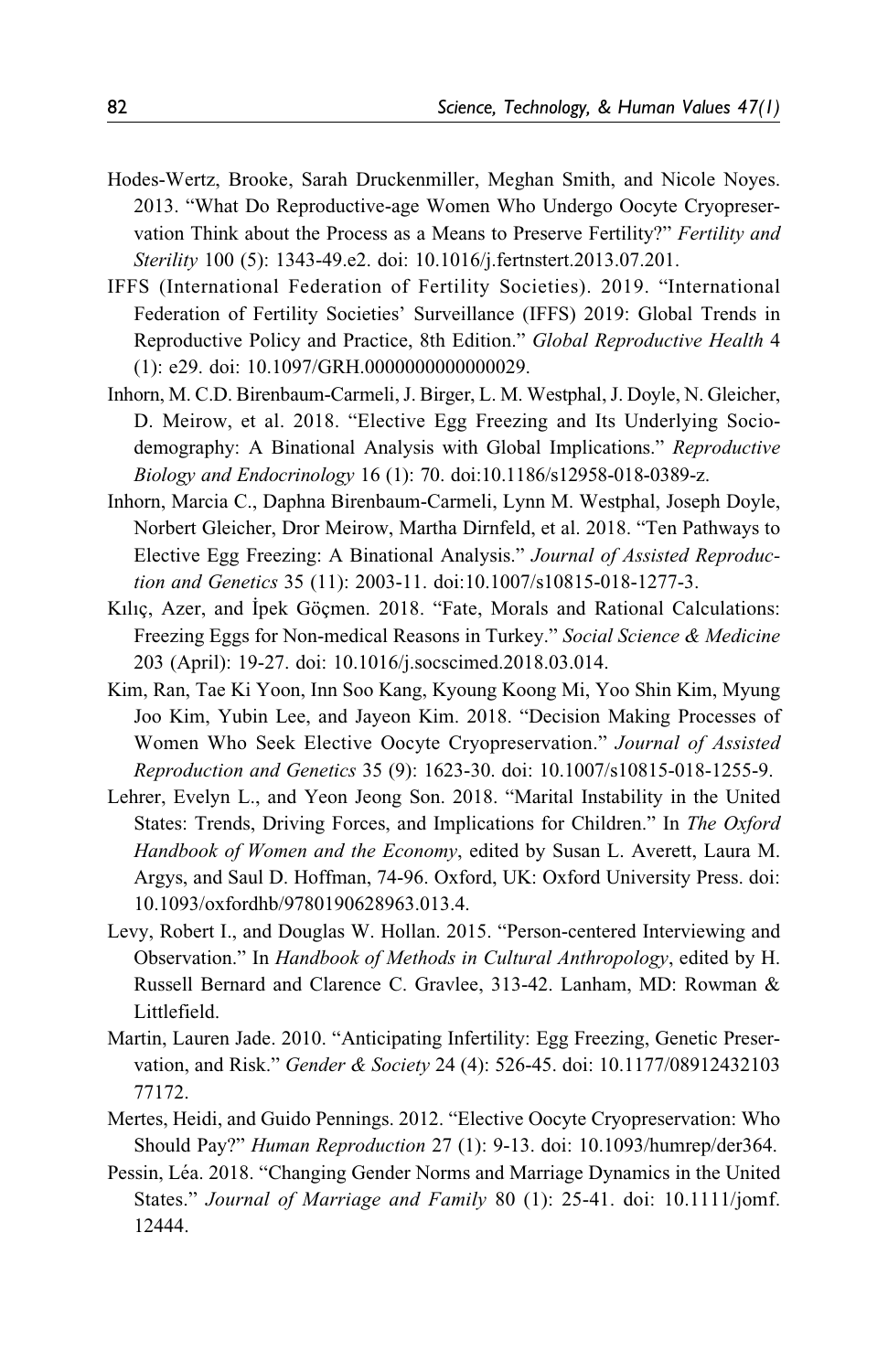Hodes-Wertz, Brooke, Sarah Druckenmiller, Meghan Smith, and Nicole Noyes. 2013. "What Do Reproductive-age Women Who Undergo Oocyte Cryopreservation Think about the Process as a Means to Preserve Fertility?" *Fertility and Sterility* 100 (5): 1343-49.e2. doi: 10.1016/j.fertnstert.2013.07.201.

IFFS (International Federation of Fertility Societies). 2019. "International Federation of Fertility Societies' Surveillance (IFFS) 2019: Global Trends in Reproductive Policy and Practice, 8th Edition." *Global Reproductive Health* 4 (1): e29. doi: 10.1097/GRH.0000000000000029.

Inhorn, M. C.D. Birenbaum-Carmeli, J. Birger, L. M. Westphal, J. Doyle, N. Gleicher, D. Meirow, et al. 2018. "Elective Egg Freezing and Its Underlying Socio-demography: A Binational Analysis with Global Implications." *Reproductive Biology and Endocrinology* 16 (1): 70. doi:10.1186/s12958-018-0389-z.

Inhorn, Marcia C., Daphna Birenbaum-Carmeli, Lynn M. Westphal, Joseph Doyle, Norbert Gleicher, Dror Meirow, Martha Dirnfeld, et al. 2018. "Ten Pathways to Elective Egg Freezing: A Binational Analysis." *Journal of Assisted Reproduction and Genetics* 35 (11): 2003-11. doi:10.1007/s10815-018-1277-3.

Kılıç, Azer, and İpek Göçmen. 2018. "Fate, Morals and Rational Calculations: Freezing Eggs for Non-medical Reasons in Turkey." *Social Science & Medicine* 203 (April): 19-27. doi: 10.1016/j.socscimed.2018.03.014.

Kim, Ran, Tae Ki Yoon, Inn Soo Kang, Kyoung Koong Mi, Yoo Shin Kim, Myung Joo Kim, Yubin Lee, and Jayeon Kim. 2018. "Decision Making Processes of Women Who Seek Elective Oocyte Cryopreservation." *Journal of Assisted Reproduction and Genetics* 35 (9): 1623-30. doi: 10.1007/s10815-018-1255-9.

Lehrer, Evelyn L., and Yeon Jeong Son. 2018. "Marital Instability in the United States: Trends, Driving Forces, and Implications for Children." In *The Oxford Handbook of Women and the Economy*, edited by Susan L. Averett, Laura M. Argys, and Saul D. Hoffman, 74-96. Oxford, UK: Oxford University Press. doi: 10.1093/oxfordhb/9780190628963.013.4.

Levy, Robert I., and Douglas W. Hollan. 2015. "Person-centered Interviewing and Observation." In *Handbook of Methods in Cultural Anthropology*, edited by H. Russell Bernard and Clarence C. Gravlee, 313-42. Lanham, MD: Rowman & Littlefield.

Martin, Lauren Jade. 2010. "Anticipating Infertility: Egg Freezing, Genetic Preservation, and Risk." *Gender & Society* 24 (4): 526-45. doi: 10.1177/0891243210377172.

Mertes, Heidi, and Guido Pennings. 2012. "Elective Oocyte Cryopreservation: Who Should Pay?" *Human Reproduction* 27 (1): 9-13. doi: 10.1093/humrep/der364.

Pessin, Léa. 2018. "Changing Gender Norms and Marriage Dynamics in the United States." *Journal of Marriage and Family* 80 (1): 25-41. doi: 10.1111/jomf.12444.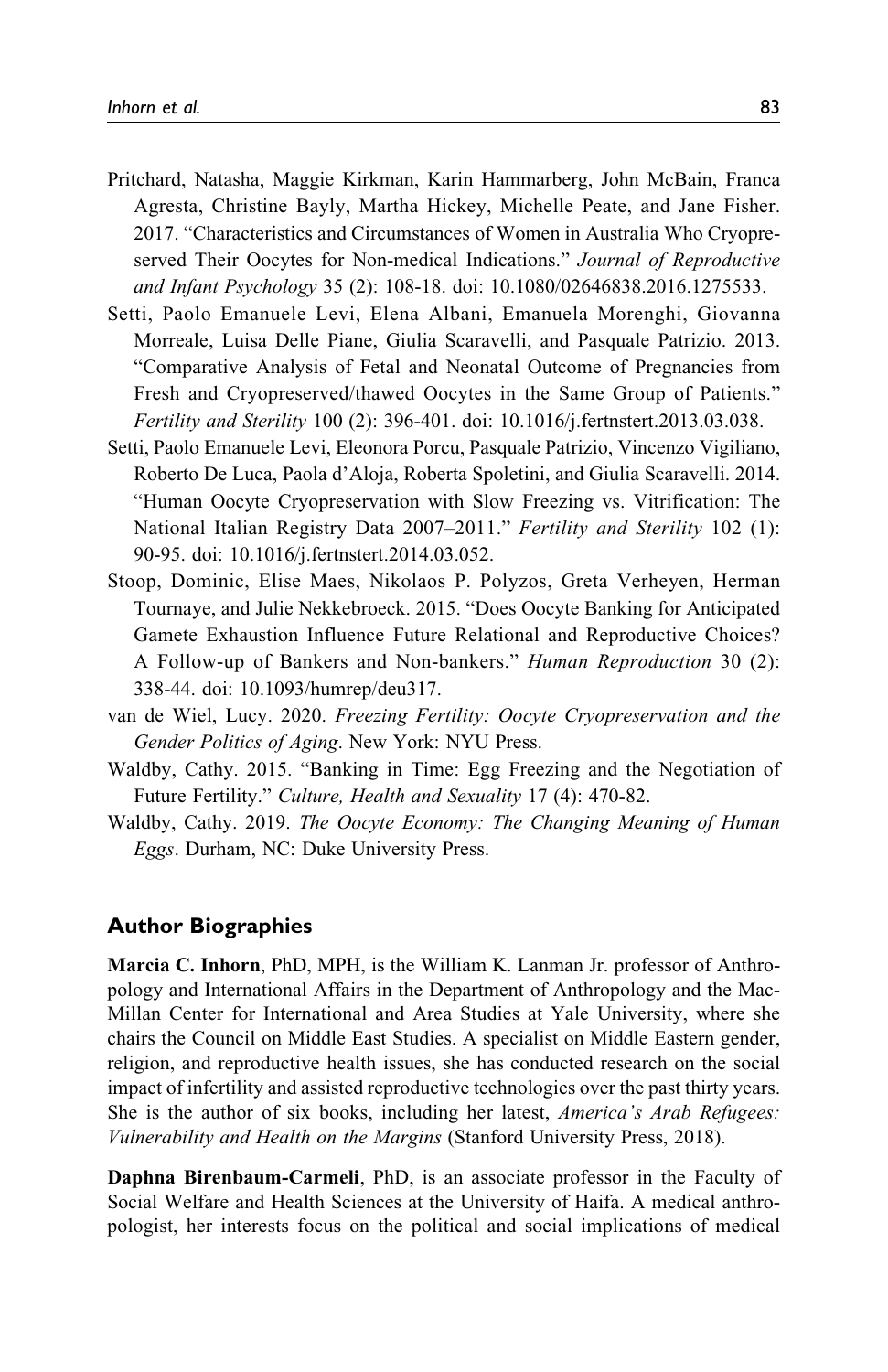Pritchard, Natasha, Maggie Kirkman, Karin Hammarberg, John McBain, Franca Agresta, Christine Bayly, Martha Hickey, Michelle Peate, and Jane Fisher. 2017. "Characteristics and Circumstances of Women in Australia Who Cryopreserved Their Oocytes for Non-medical Indications." *Journal of Reproductive and Infant Psychology* 35 (2): 108-18. doi: 10.1080/02646838.2016.1275533.

Setti, Paolo Emanuele Levi, Elena Albani, Emanuela Morenghi, Giovanna Morreale, Luisa Delle Piane, Giulia Scaravelli, and Pasquale Patrizio. 2013. "Comparative Analysis of Fetal and Neonatal Outcome of Pregnancies from Fresh and Cryopreserved/thawed Oocytes in the Same Group of Patients." *Fertility and Sterility* 100 (2): 396-401. doi: 10.1016/j.fertnstert.2013.03.038.

Setti, Paolo Emanuele Levi, Eleonora Porcu, Pasquale Patrizio, Vincenzo Vigiliano, Roberto De Luca, Paola d'Aloja, Roberta Spoletini, and Giulia Scaravelli. 2014. "Human Oocyte Cryopreservation with Slow Freezing vs. Vitrification: The National Italian Registry Data 2007–2011." *Fertility and Sterility* 102 (1): 90-95. doi: 10.1016/j.fertnstert.2014.03.052.

Stoop, Dominic, Elise Maes, Nikolaos P. Polyzos, Greta Verheyen, Herman Tournaye, and Julie Nekkebroeck. 2015. "Does Oocyte Banking for Anticipated Gamete Exhaustion Influence Future Relational and Reproductive Choices? A Follow-up of Bankers and Non-bankers." *Human Reproduction* 30 (2): 338-44. doi: 10.1093/humrep/deu317.

van de Wiel, Lucy. 2020. *Freezing Fertility: Oocyte Cryopreservation and the Gender Politics of Aging*. New York: NYU Press.

Waldby, Cathy. 2015. "Banking in Time: Egg Freezing and the Negotiation of Future Fertility." *Culture, Health and Sexuality* 17 (4): 470-82.

Waldby, Cathy. 2019. *The Oocyte Economy: The Changing Meaning of Human Eggs*. Durham, NC: Duke University Press.

## Author Biographies

**Marcia C. Inhorn**, PhD, MPH, is the William K. Lanman Jr. professor of Anthropology and International Affairs in the Department of Anthropology and the MacMillan Center for International and Area Studies at Yale University, where she chairs the Council on Middle East Studies. A specialist on Middle Eastern gender, religion, and reproductive health issues, she has conducted research on the social impact of infertility and assisted reproductive technologies over the past thirty years. She is the author of six books, including her latest, *America's Arab Refugees: Vulnerability and Health on the Margins* (Stanford University Press, 2018).

**Daphna Birenbaum-Carmeli**, PhD, is an associate professor in the Faculty of Social Welfare and Health Sciences at the University of Haifa. A medical anthropologist, her interests focus on the political and social implications of medical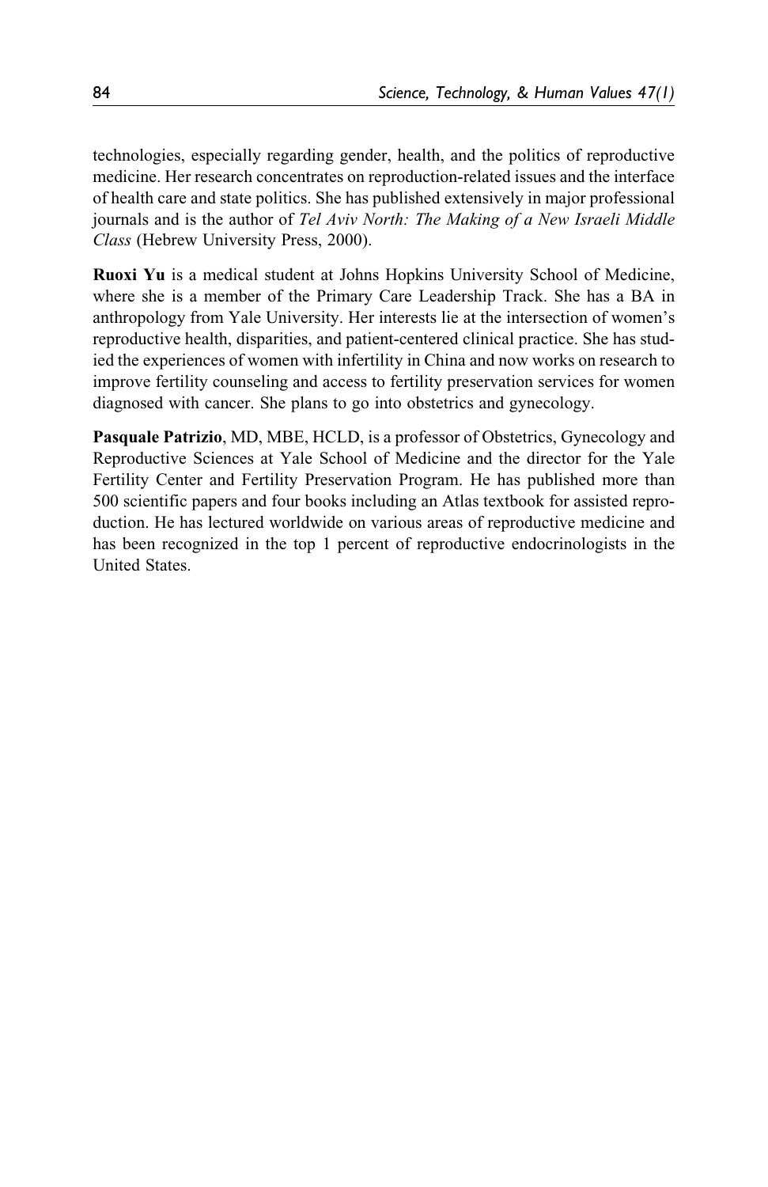technologies, especially regarding gender, health, and the politics of reproductive medicine. Her research concentrates on reproduction-related issues and the interface of health care and state politics. She has published extensively in major professional journals and is the author of *Tel Aviv North: The Making of a New Israeli Middle Class* (Hebrew University Press, 2000).

**Ruoxi Yu** is a medical student at Johns Hopkins University School of Medicine, where she is a member of the Primary Care Leadership Track. She has a BA in anthropology from Yale University. Her interests lie at the intersection of women's reproductive health, disparities, and patient-centered clinical practice. She has studied the experiences of women with infertility in China and now works on research to improve fertility counseling and access to fertility preservation services for women diagnosed with cancer. She plans to go into obstetrics and gynecology.

**Pasquale Patrizio**, MD, MBE, HCLD, is a professor of Obstetrics, Gynecology and Reproductive Sciences at Yale School of Medicine and the director for the Yale Fertility Center and Fertility Preservation Program. He has published more than 500 scientific papers and four books including an Atlas textbook for assisted reproduction. He has lectured worldwide on various areas of reproductive medicine and has been recognized in the top 1 percent of reproductive endocrinologists in the United States.